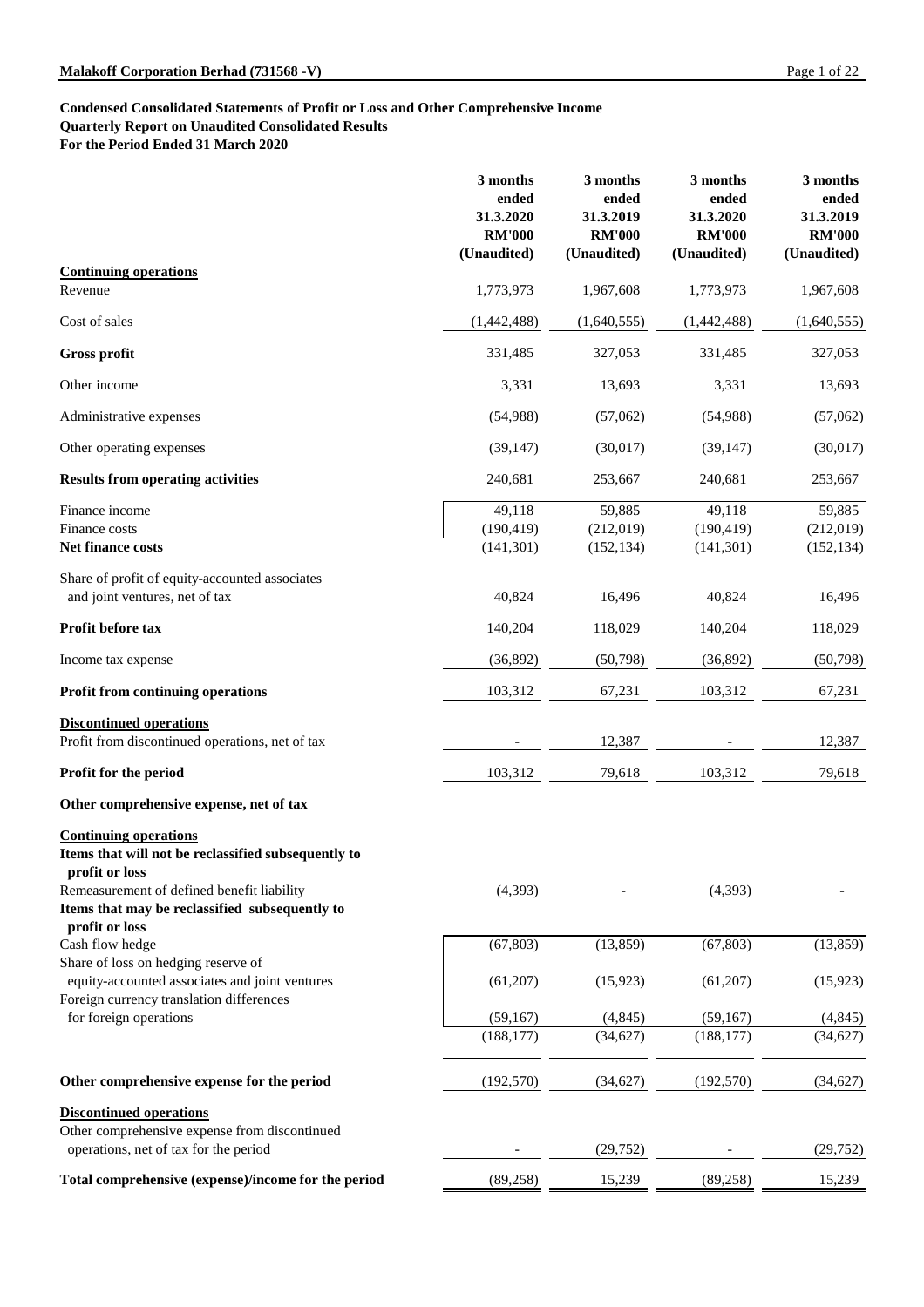**Condensed Consolidated Statements of Profit or Loss and Other Comprehensive Income**
**Quarterly Report on Unaudited Consolidated Results**
**For the Period Ended 31 March 2020**

| | 3 months ended 31.3.2020 RM'000 (Unaudited) | 3 months ended 31.3.2019 RM'000 (Unaudited) | 3 months ended 31.3.2020 RM'000 (Unaudited) | 3 months ended 31.3.2019 RM'000 (Unaudited) |
|---|---|---|---|---|
| **Continuing operations** | | | | |
| Revenue | 1,773,973 | 1,967,608 | 1,773,973 | 1,967,608 |
| Cost of sales | (1,442,488) | (1,640,555) | (1,442,488) | (1,640,555) |
| **Gross profit** | 331,485 | 327,053 | 331,485 | 327,053 |
| Other income | 3,331 | 13,693 | 3,331 | 13,693 |
| Administrative expenses | (54,988) | (57,062) | (54,988) | (57,062) |
| Other operating expenses | (39,147) | (30,017) | (39,147) | (30,017) |
| **Results from operating activities** | 240,681 | 253,667 | 240,681 | 253,667 |
| Finance income | 49,118 | 59,885 | 49,118 | 59,885 |
| Finance costs | (190,419) | (212,019) | (190,419) | (212,019) |
| **Net finance costs** | (141,301) | (152,134) | (141,301) | (152,134) |
| Share of profit of equity-accounted associates and joint ventures, net of tax | 40,824 | 16,496 | 40,824 | 16,496 |
| **Profit before tax** | 140,204 | 118,029 | 140,204 | 118,029 |
| Income tax expense | (36,892) | (50,798) | (36,892) | (50,798) |
| **Profit from continuing operations** | 103,312 | 67,231 | 103,312 | 67,231 |
| **Discontinued operations** | | | | |
| Profit from discontinued operations, net of tax | - | 12,387 | - | 12,387 |
| **Profit for the period** | 103,312 | 79,618 | 103,312 | 79,618 |
| **Other comprehensive expense, net of tax** | | | | |
| **Continuing operations** | | | | |
| **Items that will not be reclassified subsequently to profit or loss** | | | | |
| Remeasurement of defined benefit liability | (4,393) | - | (4,393) | - |
| **Items that may be reclassified subsequently to profit or loss** | | | | |
| Cash flow hedge | (67,803) | (13,859) | (67,803) | (13,859) |
| Share of loss on hedging reserve of equity-accounted associates and joint ventures | (61,207) | (15,923) | (61,207) | (15,923) |
| Foreign currency translation differences for foreign operations | (59,167) | (4,845) | (59,167) | (4,845) |
| | (188,177) | (34,627) | (188,177) | (34,627) |
| **Other comprehensive expense for the period** | (192,570) | (34,627) | (192,570) | (34,627) |
| **Discontinued operations** | | | | |
| Other comprehensive expense from discontinued operations, net of tax for the period | - | (29,752) | - | (29,752) |
| **Total comprehensive (expense)/income for the period** | (89,258) | 15,239 | (89,258) | 15,239 |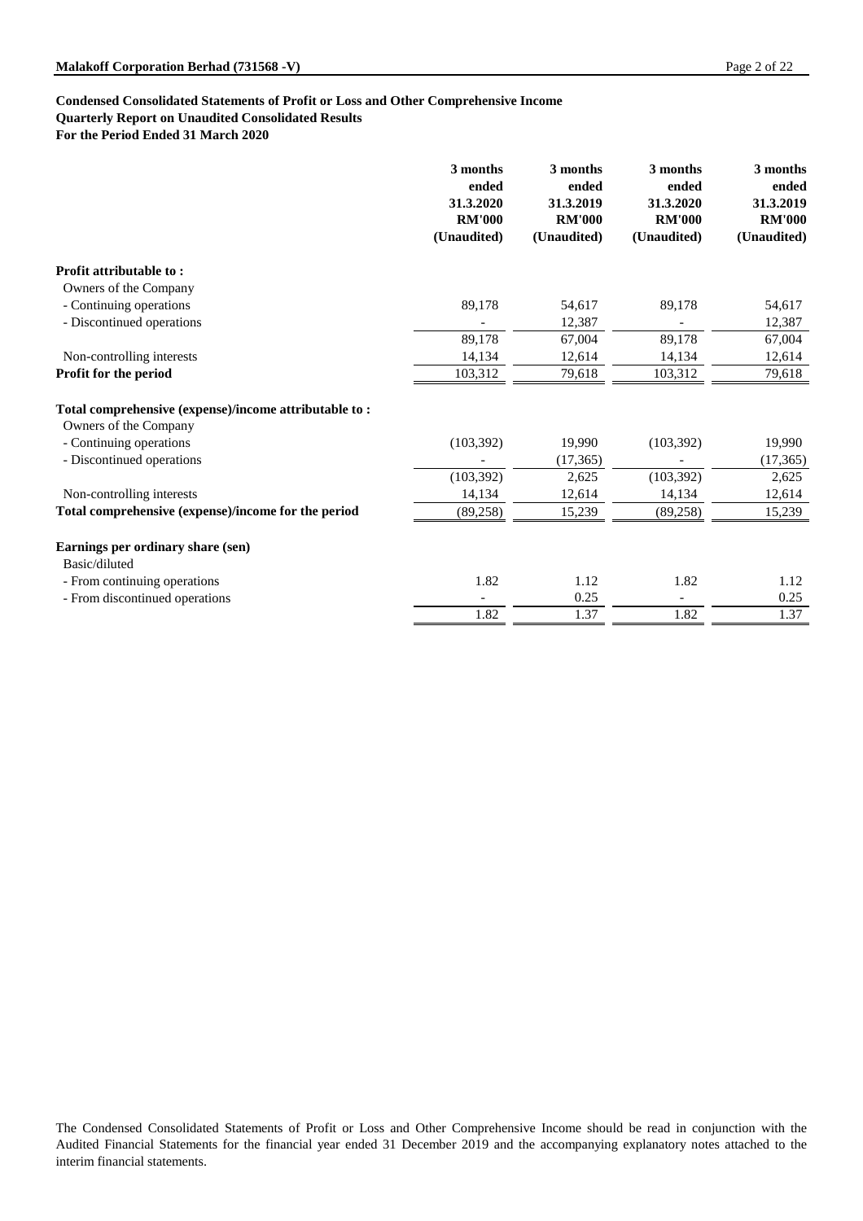**Condensed Consolidated Statements of Profit or Loss and Other Comprehensive Income**
**Quarterly Report on Unaudited Consolidated Results**
**For the Period Ended 31 March 2020**

| | 3 months ended 31.3.2020 RM'000 (Unaudited) | 3 months ended 31.3.2019 RM'000 (Unaudited) | 3 months ended 31.3.2020 RM'000 (Unaudited) | 3 months ended 31.3.2019 RM'000 (Unaudited) |
|---|---|---|---|---|
| **Profit attributable to :** | | | | |
| Owners of the Company | | | | |
| - Continuing operations | 89,178 | 54,617 | 89,178 | 54,617 |
| - Discontinued operations | - | 12,387 | - | 12,387 |
| | 89,178 | 67,004 | 89,178 | 67,004 |
| Non-controlling interests | 14,134 | 12,614 | 14,134 | 12,614 |
| **Profit for the period** | 103,312 | 79,618 | 103,312 | 79,618 |
| **Total comprehensive (expense)/income attributable to :** | | | | |
| Owners of the Company | | | | |
| - Continuing operations | (103,392) | 19,990 | (103,392) | 19,990 |
| - Discontinued operations | - | (17,365) | - | (17,365) |
| | (103,392) | 2,625 | (103,392) | 2,625 |
| Non-controlling interests | 14,134 | 12,614 | 14,134 | 12,614 |
| **Total comprehensive (expense)/income for the period** | (89,258) | 15,239 | (89,258) | 15,239 |
| **Earnings per ordinary share (sen)** | | | | |
| Basic/diluted | | | | |
| - From continuing operations | 1.82 | 1.12 | 1.82 | 1.12 |
| - From discontinued operations | - | 0.25 | - | 0.25 |
| | 1.82 | 1.37 | 1.82 | 1.37 |

The Condensed Consolidated Statements of Profit or Loss and Other Comprehensive Income should be read in conjunction with the Audited Financial Statements for the financial year ended 31 December 2019 and the accompanying explanatory notes attached to the interim financial statements.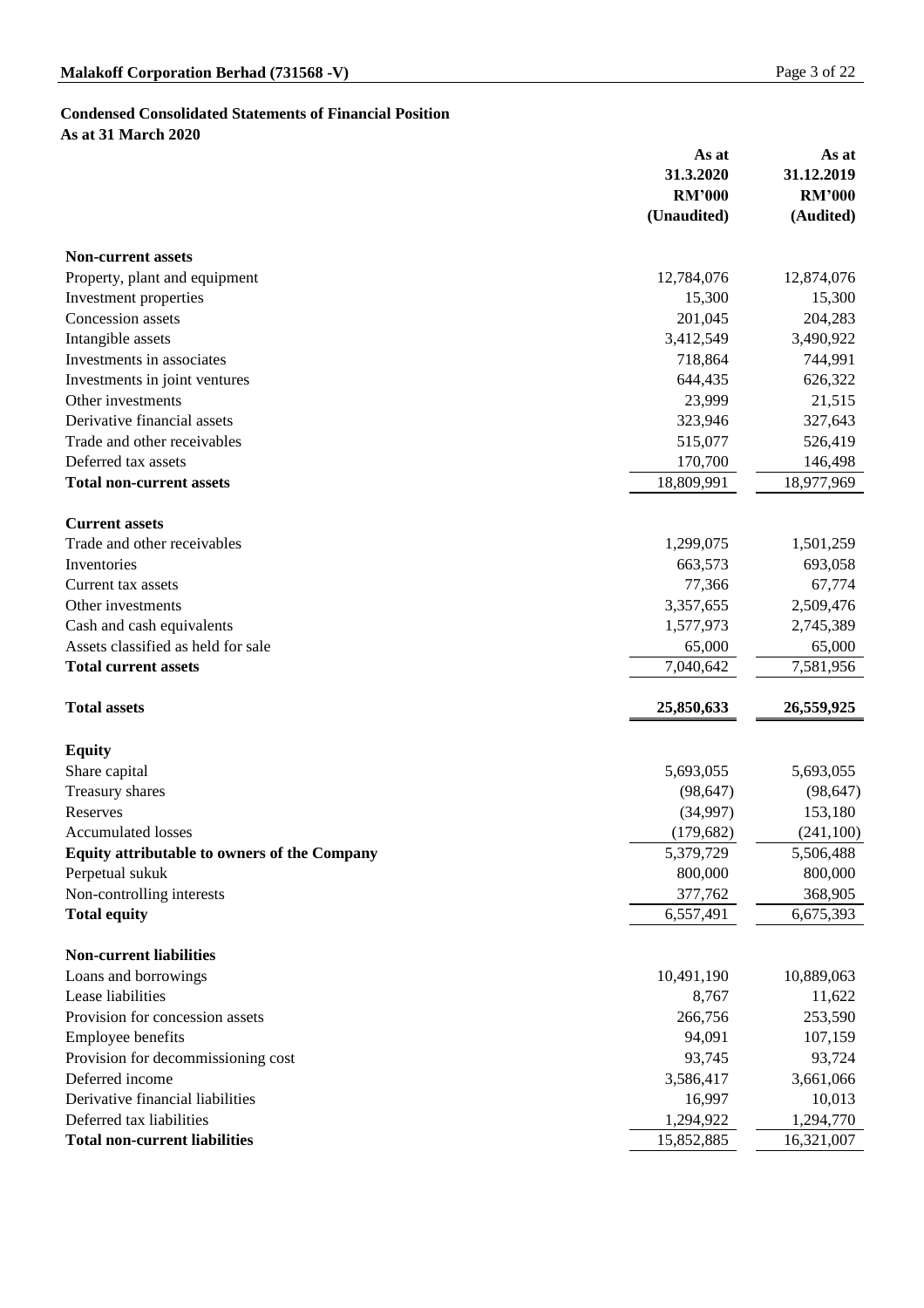## Condensed Consolidated Statements of Financial Position

**As at 31 March 2020**

| | As at 31.3.2020 RM'000 (Unaudited) | As at 31.12.2019 RM'000 (Audited) |
|---|---|---|
| **Non-current assets** | | |
| Property, plant and equipment | 12,784,076 | 12,874,076 |
| Investment properties | 15,300 | 15,300 |
| Concession assets | 201,045 | 204,283 |
| Intangible assets | 3,412,549 | 3,490,922 |
| Investments in associates | 718,864 | 744,991 |
| Investments in joint ventures | 644,435 | 626,322 |
| Other investments | 23,999 | 21,515 |
| Derivative financial assets | 323,946 | 327,643 |
| Trade and other receivables | 515,077 | 526,419 |
| Deferred tax assets | 170,700 | 146,498 |
| **Total non-current assets** | 18,809,991 | 18,977,969 |
| **Current assets** | | |
| Trade and other receivables | 1,299,075 | 1,501,259 |
| Inventories | 663,573 | 693,058 |
| Current tax assets | 77,366 | 67,774 |
| Other investments | 3,357,655 | 2,509,476 |
| Cash and cash equivalents | 1,577,973 | 2,745,389 |
| Assets classified as held for sale | 65,000 | 65,000 |
| **Total current assets** | 7,040,642 | 7,581,956 |
| **Total assets** | **25,850,633** | **26,559,925** |
| **Equity** | | |
| Share capital | 5,693,055 | 5,693,055 |
| Treasury shares | (98,647) | (98,647) |
| Reserves | (34,997) | 153,180 |
| Accumulated losses | (179,682) | (241,100) |
| **Equity attributable to owners of the Company** | 5,379,729 | 5,506,488 |
| Perpetual sukuk | 800,000 | 800,000 |
| Non-controlling interests | 377,762 | 368,905 |
| **Total equity** | 6,557,491 | 6,675,393 |
| **Non-current liabilities** | | |
| Loans and borrowings | 10,491,190 | 10,889,063 |
| Lease liabilities | 8,767 | 11,622 |
| Provision for concession assets | 266,756 | 253,590 |
| Employee benefits | 94,091 | 107,159 |
| Provision for decommissioning cost | 93,745 | 93,724 |
| Deferred income | 3,586,417 | 3,661,066 |
| Derivative financial liabilities | 16,997 | 10,013 |
| Deferred tax liabilities | 1,294,922 | 1,294,770 |
| **Total non-current liabilities** | 15,852,885 | 16,321,007 |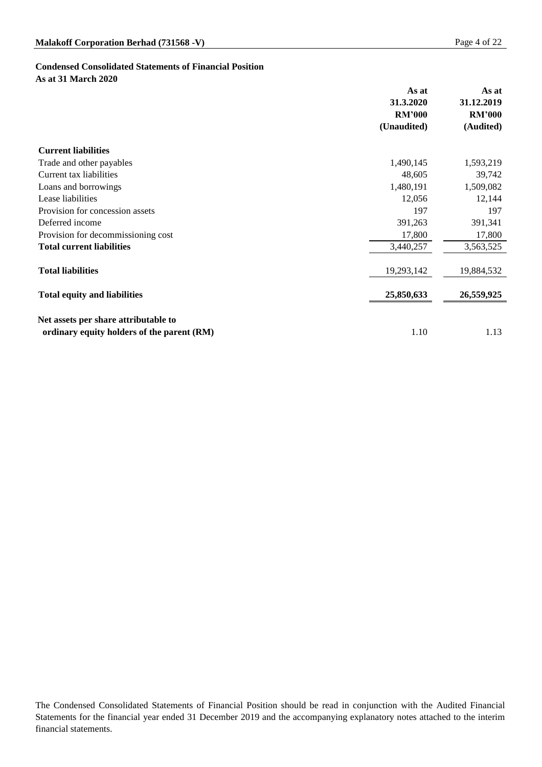**Condensed Consolidated Statements of Financial Position**
**As at 31 March 2020**

| | As at 31.3.2020 RM'000 (Unaudited) | As at 31.12.2019 RM'000 (Audited) |
|---|---|---|
| **Current liabilities** | | |
| Trade and other payables | 1,490,145 | 1,593,219 |
| Current tax liabilities | 48,605 | 39,742 |
| Loans and borrowings | 1,480,191 | 1,509,082 |
| Lease liabilities | 12,056 | 12,144 |
| Provision for concession assets | 197 | 197 |
| Deferred income | 391,263 | 391,341 |
| Provision for decommissioning cost | 17,800 | 17,800 |
| **Total current liabilities** | 3,440,257 | 3,563,525 |
| **Total liabilities** | 19,293,142 | 19,884,532 |
| **Total equity and liabilities** | **25,850,633** | **26,559,925** |
| **Net assets per share attributable to ordinary equity holders of the parent (RM)** | 1.10 | 1.13 |

The Condensed Consolidated Statements of Financial Position should be read in conjunction with the Audited Financial Statements for the financial year ended 31 December 2019 and the accompanying explanatory notes attached to the interim financial statements.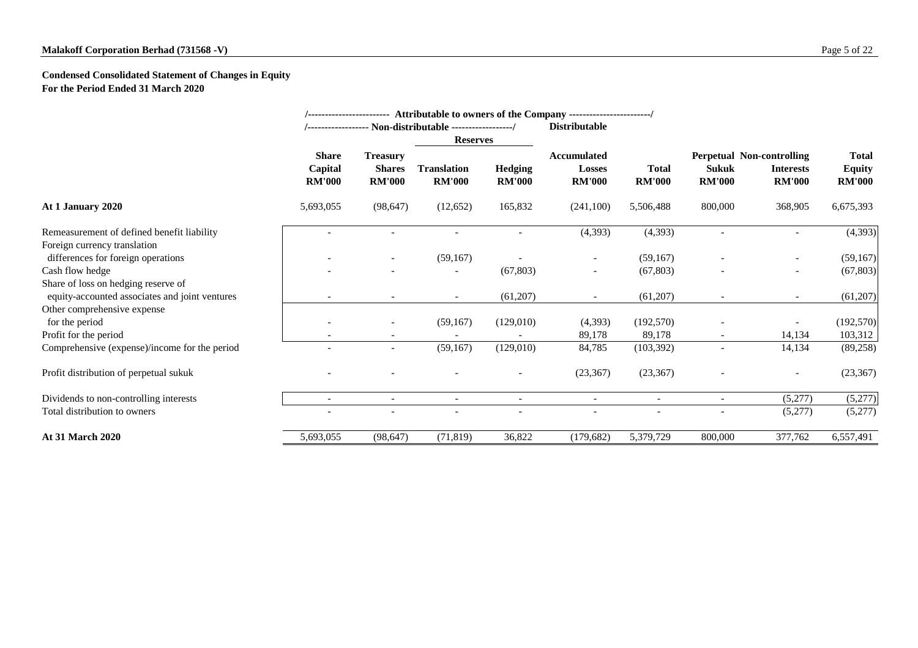**Malakoff Corporation Berhad (731568 -V)**

## Condensed Consolidated Statement of Changes in Equity
## For the Period Ended 31 March 2020

| | Attributable to owners of the Company | | | | | | | | |
|---|---|---|---|---|---|---|---|---|---|
| | Non-distributable | | | | Distributable | | | | |
| | | | Reserves | | | | | | |
| | Share Capital RM'000 | Treasury Shares RM'000 | Translation RM'000 | Hedging RM'000 | Accumulated Losses RM'000 | Total RM'000 | Perpetual Sukuk RM'000 | Non-controlling Interests RM'000 | Total Equity RM'000 |
| **At 1 January 2020** | 5,693,055 | (98,647) | (12,652) | 165,832 | (241,100) | 5,506,488 | 800,000 | 368,905 | 6,675,393 |
| Remeasurement of defined benefit liability | - | - | - | - | (4,393) | (4,393) | - | - | (4,393) |
| Foreign currency translation differences for foreign operations | - | - | (59,167) | - | - | (59,167) | - | - | (59,167) |
| Cash flow hedge | - | - | - | (67,803) | - | (67,803) | - | - | (67,803) |
| Share of loss on hedging reserve of equity-accounted associates and joint ventures | - | - | - | (61,207) | - | (61,207) | - | - | (61,207) |
| Other comprehensive expense for the period | - | - | (59,167) | (129,010) | (4,393) | (192,570) | - | - | (192,570) |
| Profit for the period | - | - | - | - | 89,178 | 89,178 | - | 14,134 | 103,312 |
| Comprehensive (expense)/income for the period | - | - | (59,167) | (129,010) | 84,785 | (103,392) | - | 14,134 | (89,258) |
| Profit distribution of perpetual sukuk | - | - | - | - | (23,367) | (23,367) | - | - | (23,367) |
| Dividends to non-controlling interests | - | - | - | - | - | - | - | (5,277) | (5,277) |
| Total distribution to owners | - | - | - | - | - | - | - | (5,277) | (5,277) |
| **At 31 March 2020** | 5,693,055 | (98,647) | (71,819) | 36,822 | (179,682) | 5,379,729 | 800,000 | 377,762 | 6,557,491 |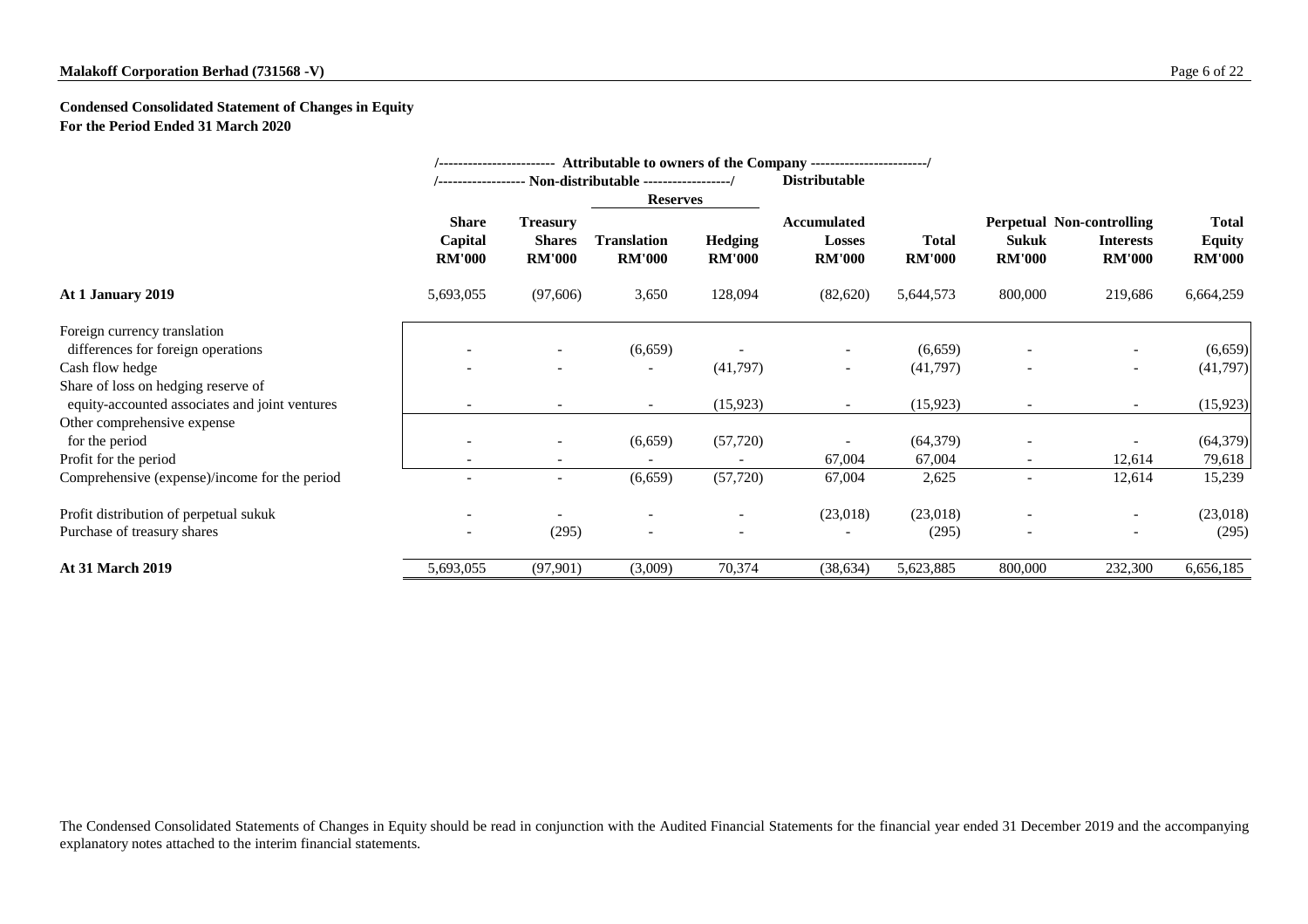**Condensed Consolidated Statement of Changes in Equity**
**For the Period Ended 31 March 2020**

| | Attributable to owners of the Company | | | | | | | | |
|---|---|---|---|---|---|---|---|---|---|
| | Non-distributable | | | | Distributable | | | | |
| | | | Reserves | | | | | | |
| | Share Capital RM'000 | Treasury Shares RM'000 | Translation RM'000 | Hedging RM'000 | Accumulated Losses RM'000 | Total RM'000 | Perpetual Sukuk RM'000 | Non-controlling Interests RM'000 | Total Equity RM'000 |
| **At 1 January 2019** | 5,693,055 | (97,606) | 3,650 | 128,094 | (82,620) | 5,644,573 | 800,000 | 219,686 | 6,664,259 |
| Foreign currency translation differences for foreign operations | - | - | (6,659) | - | - | (6,659) | - | - | (6,659) |
| Cash flow hedge | - | - | - | (41,797) | - | (41,797) | - | - | (41,797) |
| Share of loss on hedging reserve of equity-accounted associates and joint ventures | - | - | - | (15,923) | - | (15,923) | - | - | (15,923) |
| Other comprehensive expense for the period | - | - | (6,659) | (57,720) | - | (64,379) | - | - | (64,379) |
| Profit for the period | - | - | - | - | 67,004 | 67,004 | - | 12,614 | 79,618 |
| Comprehensive (expense)/income for the period | - | - | (6,659) | (57,720) | 67,004 | 2,625 | - | 12,614 | 15,239 |
| Profit distribution of perpetual sukuk | - | - | - | - | (23,018) | (23,018) | - | - | (23,018) |
| Purchase of treasury shares | - | (295) | - | - | - | (295) | - | - | (295) |
| **At 31 March 2019** | 5,693,055 | (97,901) | (3,009) | 70,374 | (38,634) | 5,623,885 | 800,000 | 232,300 | 6,656,185 |

The Condensed Consolidated Statements of Changes in Equity should be read in conjunction with the Audited Financial Statements for the financial year ended 31 December 2019 and the accompanying explanatory notes attached to the interim financial statements.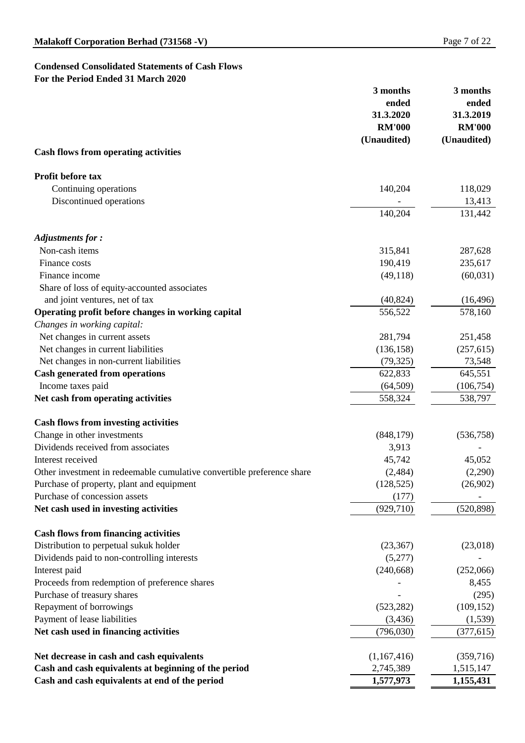## Condensed Consolidated Statements of Cash Flows
## For the Period Ended 31 March 2020

| | 3 months ended 31.3.2020 RM'000 (Unaudited) | 3 months ended 31.3.2019 RM'000 (Unaudited) |
|---|---|---|
| **Cash flows from operating activities** | | |
| **Profit before tax** | | |
| Continuing operations | 140,204 | 118,029 |
| Discontinued operations | - | 13,413 |
| | 140,204 | 131,442 |
| ***Adjustments for :*** | | |
| Non-cash items | 315,841 | 287,628 |
| Finance costs | 190,419 | 235,617 |
| Finance income | (49,118) | (60,031) |
| Share of loss of equity-accounted associates and joint ventures, net of tax | (40,824) | (16,496) |
| **Operating profit before changes in working capital** | 556,522 | 578,160 |
| *Changes in working capital:* | | |
| Net changes in current assets | 281,794 | 251,458 |
| Net changes in current liabilities | (136,158) | (257,615) |
| Net changes in non-current liabilities | (79,325) | 73,548 |
| **Cash generated from operations** | 622,833 | 645,551 |
| Income taxes paid | (64,509) | (106,754) |
| **Net cash from operating activities** | 558,324 | 538,797 |
| **Cash flows from investing activities** | | |
| Change in other investments | (848,179) | (536,758) |
| Dividends received from associates | 3,913 | - |
| Interest received | 45,742 | 45,052 |
| Other investment in redeemable cumulative convertible preference share | (2,484) | (2,290) |
| Purchase of property, plant and equipment | (128,525) | (26,902) |
| Purchase of concession assets | (177) | - |
| **Net cash used in investing activities** | (929,710) | (520,898) |
| **Cash flows from financing activities** | | |
| Distribution to perpetual sukuk holder | (23,367) | (23,018) |
| Dividends paid to non-controlling interests | (5,277) | - |
| Interest paid | (240,668) | (252,066) |
| Proceeds from redemption of preference shares | - | 8,455 |
| Purchase of treasury shares | - | (295) |
| Repayment of borrowings | (523,282) | (109,152) |
| Payment of lease liabilities | (3,436) | (1,539) |
| **Net cash used in financing activities** | (796,030) | (377,615) |
| **Net decrease in cash and cash equivalents** | (1,167,416) | (359,716) |
| **Cash and cash equivalents at beginning of the period** | 2,745,389 | 1,515,147 |
| **Cash and cash equivalents at end of the period** | **1,577,973** | **1,155,431** |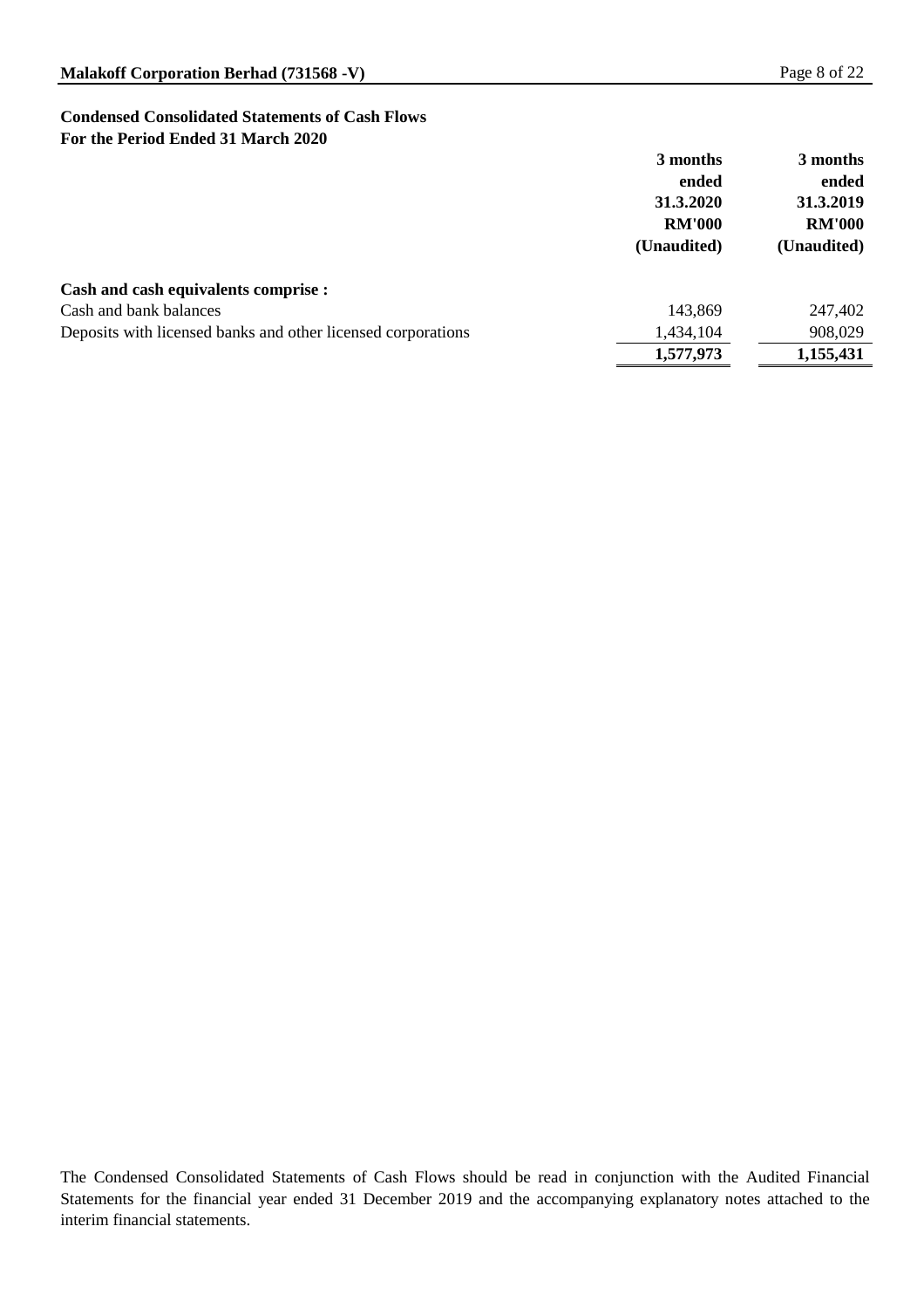## Condensed Consolidated Statements of Cash Flows
**For the Period Ended 31 March 2020**

| | 3 months ended 31.3.2020 RM'000 (Unaudited) | 3 months ended 31.3.2019 RM'000 (Unaudited) |
|---|---|---|
| **Cash and cash equivalents comprise :** | | |
| Cash and bank balances | 143,869 | 247,402 |
| Deposits with licensed banks and other licensed corporations | 1,434,104 | 908,029 |
| | **1,577,973** | **1,155,431** |

The Condensed Consolidated Statements of Cash Flows should be read in conjunction with the Audited Financial Statements for the financial year ended 31 December 2019 and the accompanying explanatory notes attached to the interim financial statements.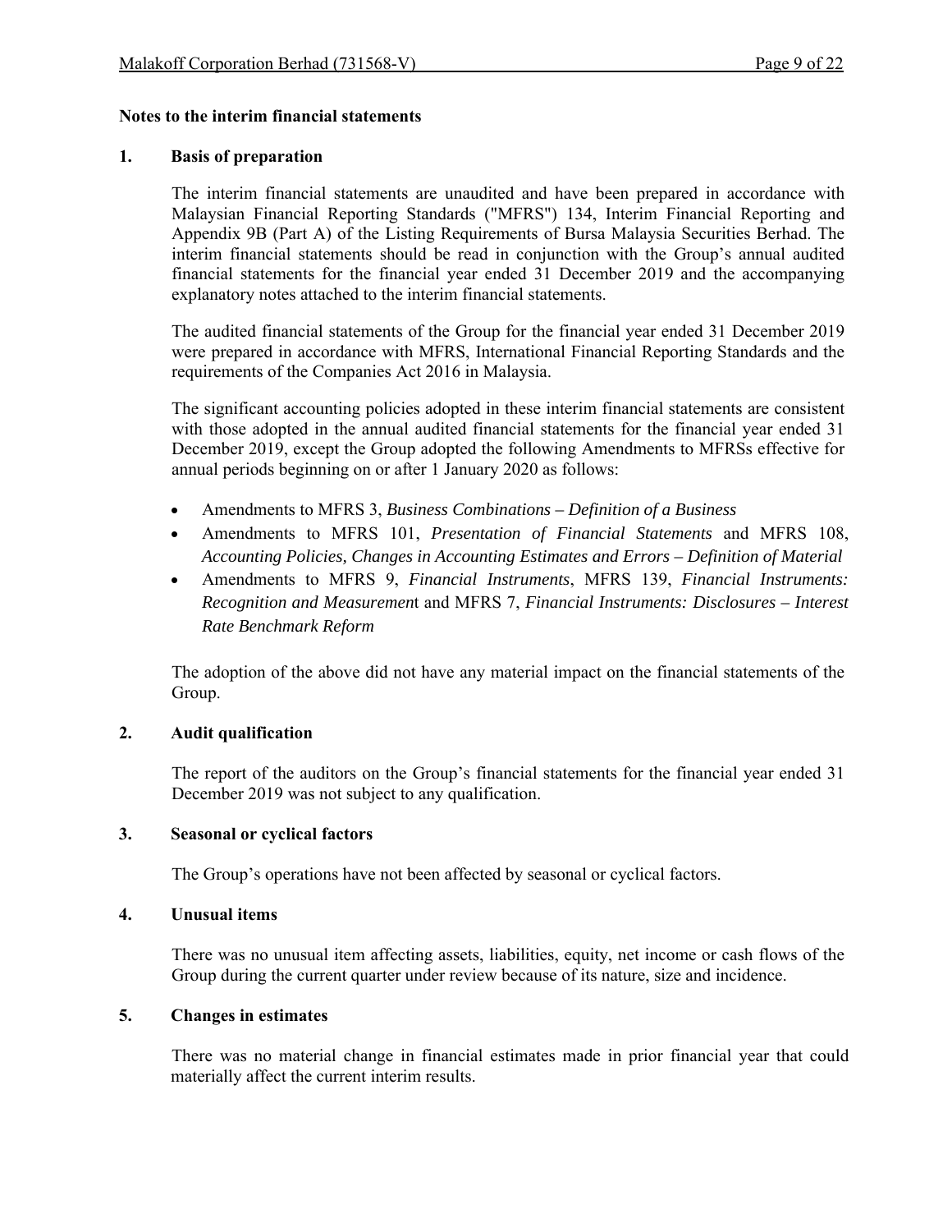**Notes to the interim financial statements**

## 1. Basis of preparation

The interim financial statements are unaudited and have been prepared in accordance with Malaysian Financial Reporting Standards ("MFRS") 134, Interim Financial Reporting and Appendix 9B (Part A) of the Listing Requirements of Bursa Malaysia Securities Berhad. The interim financial statements should be read in conjunction with the Group's annual audited financial statements for the financial year ended 31 December 2019 and the accompanying explanatory notes attached to the interim financial statements.

The audited financial statements of the Group for the financial year ended 31 December 2019 were prepared in accordance with MFRS, International Financial Reporting Standards and the requirements of the Companies Act 2016 in Malaysia.

The significant accounting policies adopted in these interim financial statements are consistent with those adopted in the annual audited financial statements for the financial year ended 31 December 2019, except the Group adopted the following Amendments to MFRSs effective for annual periods beginning on or after 1 January 2020 as follows:

- Amendments to MFRS 3, *Business Combinations – Definition of a Business*
- Amendments to MFRS 101, *Presentation of Financial Statements* and MFRS 108, *Accounting Policies, Changes in Accounting Estimates and Errors – Definition of Material*
- Amendments to MFRS 9, *Financial Instruments*, MFRS 139, *Financial Instruments: Recognition and Measurement* and MFRS 7, *Financial Instruments: Disclosures – Interest Rate Benchmark Reform*

The adoption of the above did not have any material impact on the financial statements of the Group.

## 2. Audit qualification

The report of the auditors on the Group's financial statements for the financial year ended 31 December 2019 was not subject to any qualification.

## 3. Seasonal or cyclical factors

The Group's operations have not been affected by seasonal or cyclical factors.

## 4. Unusual items

There was no unusual item affecting assets, liabilities, equity, net income or cash flows of the Group during the current quarter under review because of its nature, size and incidence.

## 5. Changes in estimates

There was no material change in financial estimates made in prior financial year that could materially affect the current interim results.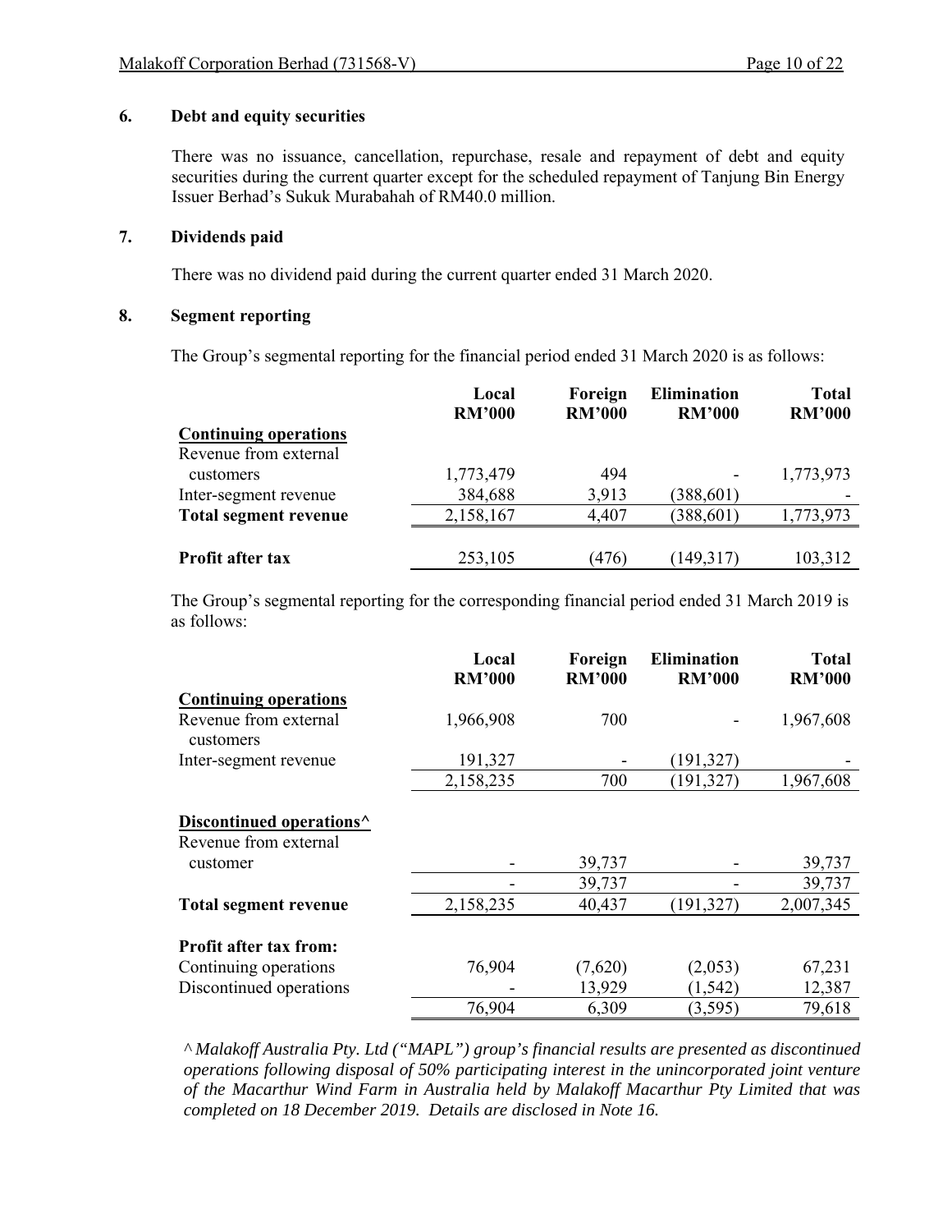### 6. Debt and equity securities

There was no issuance, cancellation, repurchase, resale and repayment of debt and equity securities during the current quarter except for the scheduled repayment of Tanjung Bin Energy Issuer Berhad's Sukuk Murabahah of RM40.0 million.

### 7. Dividends paid

There was no dividend paid during the current quarter ended 31 March 2020.

### 8. Segment reporting

The Group's segmental reporting for the financial period ended 31 March 2020 is as follows:

| | Local RM'000 | Foreign RM'000 | Elimination RM'000 | Total RM'000 |
|---|---|---|---|---|
| **Continuing operations** | | | | |
| Revenue from external customers | 1,773,479 | 494 | - | 1,773,973 |
| Inter-segment revenue | 384,688 | 3,913 | (388,601) | - |
| **Total segment revenue** | 2,158,167 | 4,407 | (388,601) | 1,773,973 |
| **Profit after tax** | 253,105 | (476) | (149,317) | 103,312 |

The Group's segmental reporting for the corresponding financial period ended 31 March 2019 is as follows:

| | Local RM'000 | Foreign RM'000 | Elimination RM'000 | Total RM'000 |
|---|---|---|---|---|
| **Continuing operations** | | | | |
| Revenue from external customers | 1,966,908 | 700 | - | 1,967,608 |
| Inter-segment revenue | 191,327 | - | (191,327) | - |
| | 2,158,235 | 700 | (191,327) | 1,967,608 |
| **Discontinued operations^** | | | | |
| Revenue from external customer | - | 39,737 | - | 39,737 |
| | - | 39,737 | - | 39,737 |
| **Total segment revenue** | 2,158,235 | 40,437 | (191,327) | 2,007,345 |
| **Profit after tax from:** | | | | |
| Continuing operations | 76,904 | (7,620) | (2,053) | 67,231 |
| Discontinued operations | - | 13,929 | (1,542) | 12,387 |
| | 76,904 | 6,309 | (3,595) | 79,618 |

*^ Malakoff Australia Pty. Ltd ("MAPL") group's financial results are presented as discontinued operations following disposal of 50% participating interest in the unincorporated joint venture of the Macarthur Wind Farm in Australia held by Malakoff Macarthur Pty Limited that was completed on 18 December 2019. Details are disclosed in Note 16.*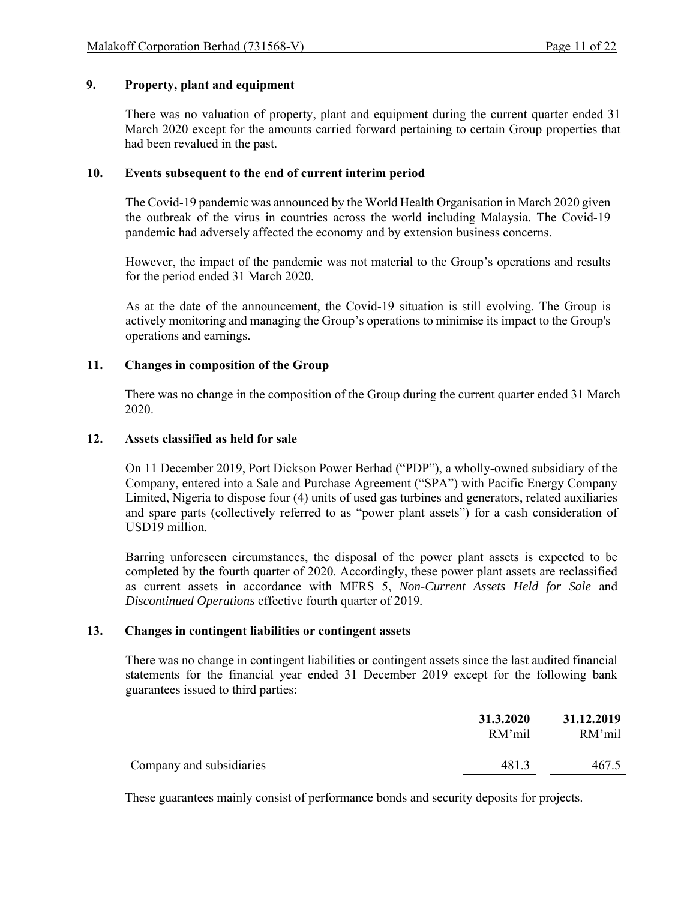## 9. Property, plant and equipment

There was no valuation of property, plant and equipment during the current quarter ended 31 March 2020 except for the amounts carried forward pertaining to certain Group properties that had been revalued in the past.

## 10. Events subsequent to the end of current interim period

The Covid-19 pandemic was announced by the World Health Organisation in March 2020 given the outbreak of the virus in countries across the world including Malaysia. The Covid-19 pandemic had adversely affected the economy and by extension business concerns.

However, the impact of the pandemic was not material to the Group's operations and results for the period ended 31 March 2020.

As at the date of the announcement, the Covid-19 situation is still evolving. The Group is actively monitoring and managing the Group's operations to minimise its impact to the Group's operations and earnings.

## 11. Changes in composition of the Group

There was no change in the composition of the Group during the current quarter ended 31 March 2020.

## 12. Assets classified as held for sale

On 11 December 2019, Port Dickson Power Berhad ("PDP"), a wholly-owned subsidiary of the Company, entered into a Sale and Purchase Agreement ("SPA") with Pacific Energy Company Limited, Nigeria to dispose four (4) units of used gas turbines and generators, related auxiliaries and spare parts (collectively referred to as "power plant assets") for a cash consideration of USD19 million.

Barring unforeseen circumstances, the disposal of the power plant assets is expected to be completed by the fourth quarter of 2020. Accordingly, these power plant assets are reclassified as current assets in accordance with MFRS 5, *Non-Current Assets Held for Sale* and *Discontinued Operations* effective fourth quarter of 2019.

## 13. Changes in contingent liabilities or contingent assets

There was no change in contingent liabilities or contingent assets since the last audited financial statements for the financial year ended 31 December 2019 except for the following bank guarantees issued to third parties:

| | **31.3.2020**<br>RM'mil | **31.12.2019**<br>RM'mil |
|---|---|---|
| Company and subsidiaries | 481.3 | 467.5 |

These guarantees mainly consist of performance bonds and security deposits for projects.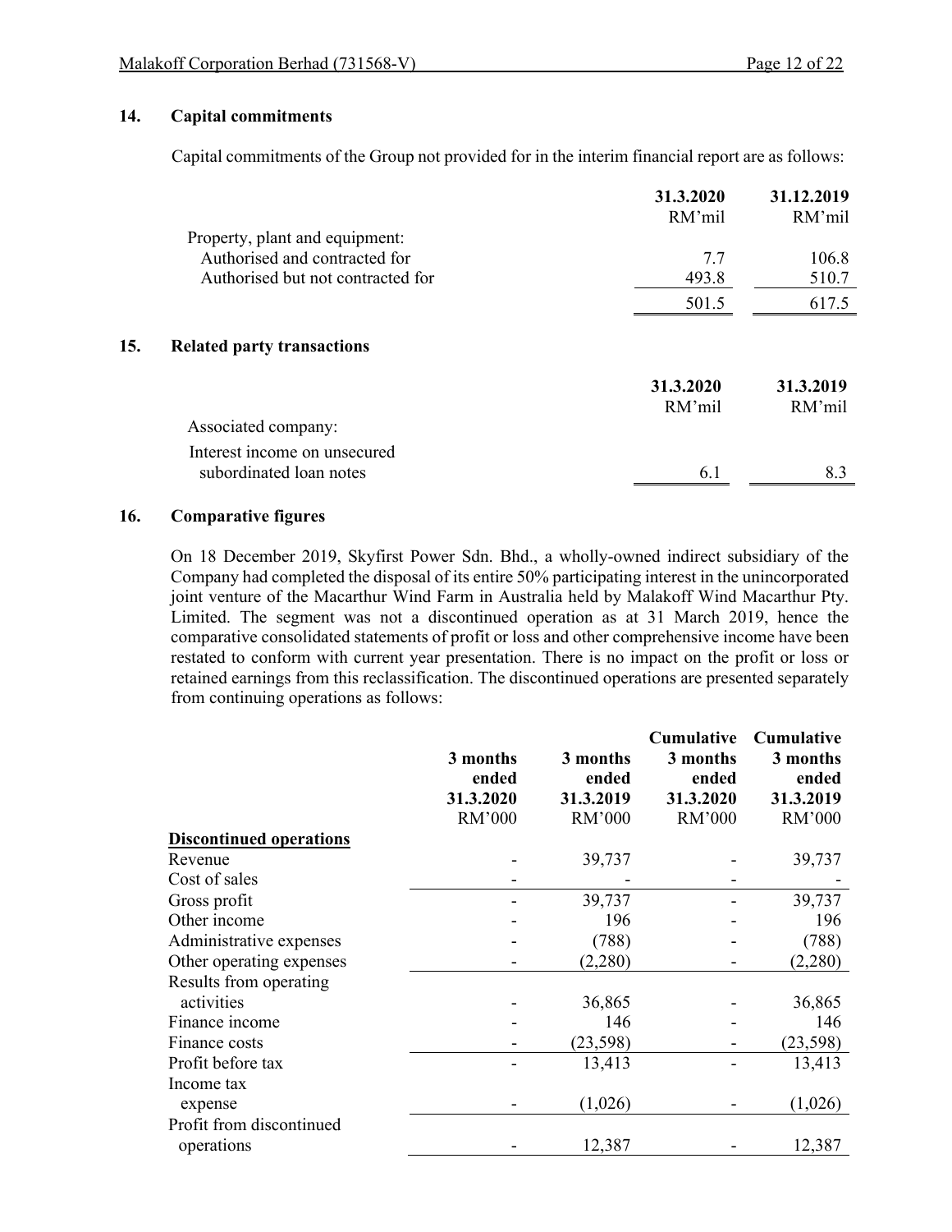## 14. Capital commitments

Capital commitments of the Group not provided for in the interim financial report are as follows:

| | 31.3.2020 RM'mil | 31.12.2019 RM'mil |
|---|---|---|
| Property, plant and equipment: | | |
| Authorised and contracted for | 7.7 | 106.8 |
| Authorised but not contracted for | 493.8 | 510.7 |
| | 501.5 | 617.5 |

## 15. Related party transactions

| | 31.3.2020 RM'mil | 31.3.2019 RM'mil |
|---|---|---|
| Associated company: | | |
| Interest income on unsecured subordinated loan notes | 6.1 | 8.3 |

## 16. Comparative figures

On 18 December 2019, Skyfirst Power Sdn. Bhd., a wholly-owned indirect subsidiary of the Company had completed the disposal of its entire 50% participating interest in the unincorporated joint venture of the Macarthur Wind Farm in Australia held by Malakoff Wind Macarthur Pty. Limited. The segment was not a discontinued operation as at 31 March 2019, hence the comparative consolidated statements of profit or loss and other comprehensive income have been restated to conform with current year presentation. There is no impact on the profit or loss or retained earnings from this reclassification. The discontinued operations are presented separately from continuing operations as follows:

| | 3 months ended 31.3.2020 RM'000 | 3 months ended 31.3.2019 RM'000 | Cumulative 3 months ended 31.3.2020 RM'000 | Cumulative 3 months ended 31.3.2019 RM'000 |
|---|---|---|---|---|
| **Discontinued operations** | | | | |
| Revenue | - | 39,737 | - | 39,737 |
| Cost of sales | - | - | - | - |
| Gross profit | - | 39,737 | - | 39,737 |
| Other income | - | 196 | - | 196 |
| Administrative expenses | - | (788) | - | (788) |
| Other operating expenses | - | (2,280) | - | (2,280) |
| Results from operating activities | - | 36,865 | - | 36,865 |
| Finance income | - | 146 | - | 146 |
| Finance costs | - | (23,598) | - | (23,598) |
| Profit before tax | - | 13,413 | - | 13,413 |
| Income tax expense | - | (1,026) | - | (1,026) |
| Profit from discontinued operations | - | 12,387 | - | 12,387 |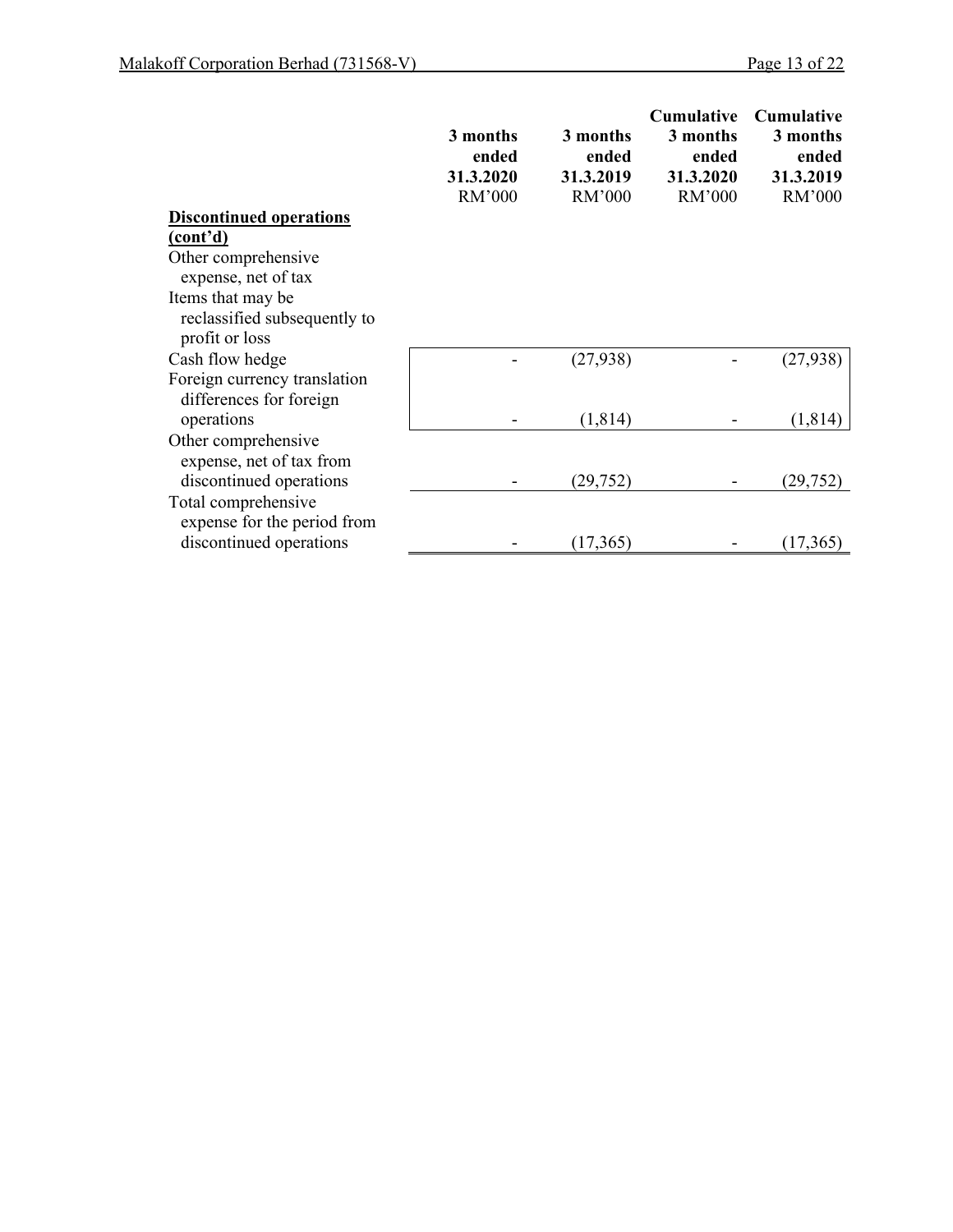| | 3 months ended 31.3.2020 RM'000 | 3 months ended 31.3.2019 RM'000 | Cumulative 3 months ended 31.3.2020 RM'000 | Cumulative 3 months ended 31.3.2019 RM'000 |
|---|---|---|---|---|
| **Discontinued operations (cont'd)** | | | | |
| Other comprehensive expense, net of tax | | | | |
| Items that may be reclassified subsequently to profit or loss | | | | |
| Cash flow hedge | - | (27,938) | - | (27,938) |
| Foreign currency translation differences for foreign operations | - | (1,814) | - | (1,814) |
| Other comprehensive expense, net of tax from discontinued operations | - | (29,752) | - | (29,752) |
| Total comprehensive expense for the period from discontinued operations | - | (17,365) | - | (17,365) |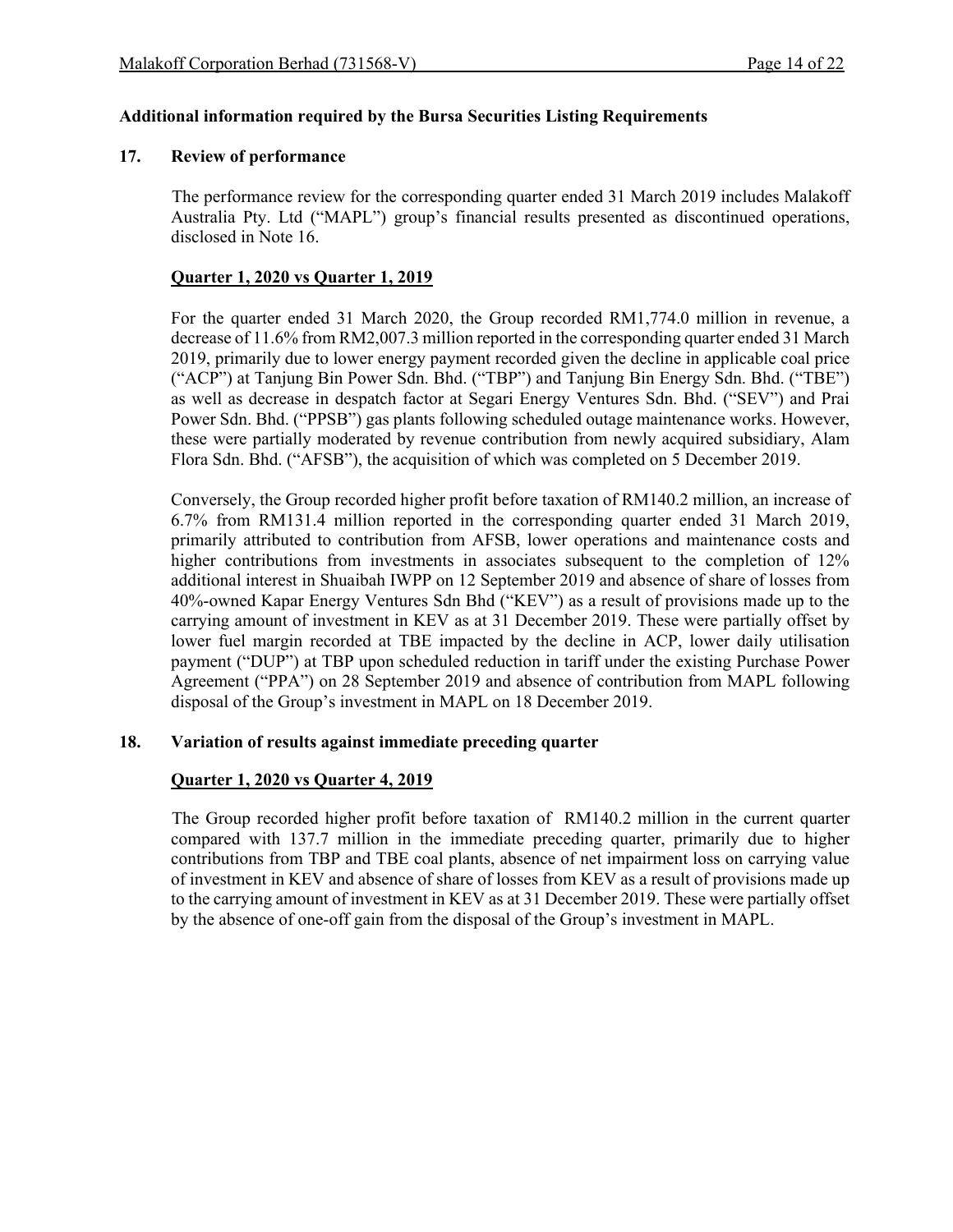**Additional information required by the Bursa Securities Listing Requirements**

**17. Review of performance**

The performance review for the corresponding quarter ended 31 March 2019 includes Malakoff Australia Pty. Ltd ("MAPL") group's financial results presented as discontinued operations, disclosed in Note 16.

**Quarter 1, 2020 vs Quarter 1, 2019**

For the quarter ended 31 March 2020, the Group recorded RM1,774.0 million in revenue, a decrease of 11.6% from RM2,007.3 million reported in the corresponding quarter ended 31 March 2019, primarily due to lower energy payment recorded given the decline in applicable coal price ("ACP") at Tanjung Bin Power Sdn. Bhd. ("TBP") and Tanjung Bin Energy Sdn. Bhd. ("TBE") as well as decrease in despatch factor at Segari Energy Ventures Sdn. Bhd. ("SEV") and Prai Power Sdn. Bhd. ("PPSB") gas plants following scheduled outage maintenance works. However, these were partially moderated by revenue contribution from newly acquired subsidiary, Alam Flora Sdn. Bhd. ("AFSB"), the acquisition of which was completed on 5 December 2019.

Conversely, the Group recorded higher profit before taxation of RM140.2 million, an increase of 6.7% from RM131.4 million reported in the corresponding quarter ended 31 March 2019, primarily attributed to contribution from AFSB, lower operations and maintenance costs and higher contributions from investments in associates subsequent to the completion of 12% additional interest in Shuaibah IWPP on 12 September 2019 and absence of share of losses from 40%-owned Kapar Energy Ventures Sdn Bhd ("KEV") as a result of provisions made up to the carrying amount of investment in KEV as at 31 December 2019. These were partially offset by lower fuel margin recorded at TBE impacted by the decline in ACP, lower daily utilisation payment ("DUP") at TBP upon scheduled reduction in tariff under the existing Purchase Power Agreement ("PPA") on 28 September 2019 and absence of contribution from MAPL following disposal of the Group's investment in MAPL on 18 December 2019.

**18. Variation of results against immediate preceding quarter**

**Quarter 1, 2020 vs Quarter 4, 2019**

The Group recorded higher profit before taxation of RM140.2 million in the current quarter compared with 137.7 million in the immediate preceding quarter, primarily due to higher contributions from TBP and TBE coal plants, absence of net impairment loss on carrying value of investment in KEV and absence of share of losses from KEV as a result of provisions made up to the carrying amount of investment in KEV as at 31 December 2019. These were partially offset by the absence of one-off gain from the disposal of the Group's investment in MAPL.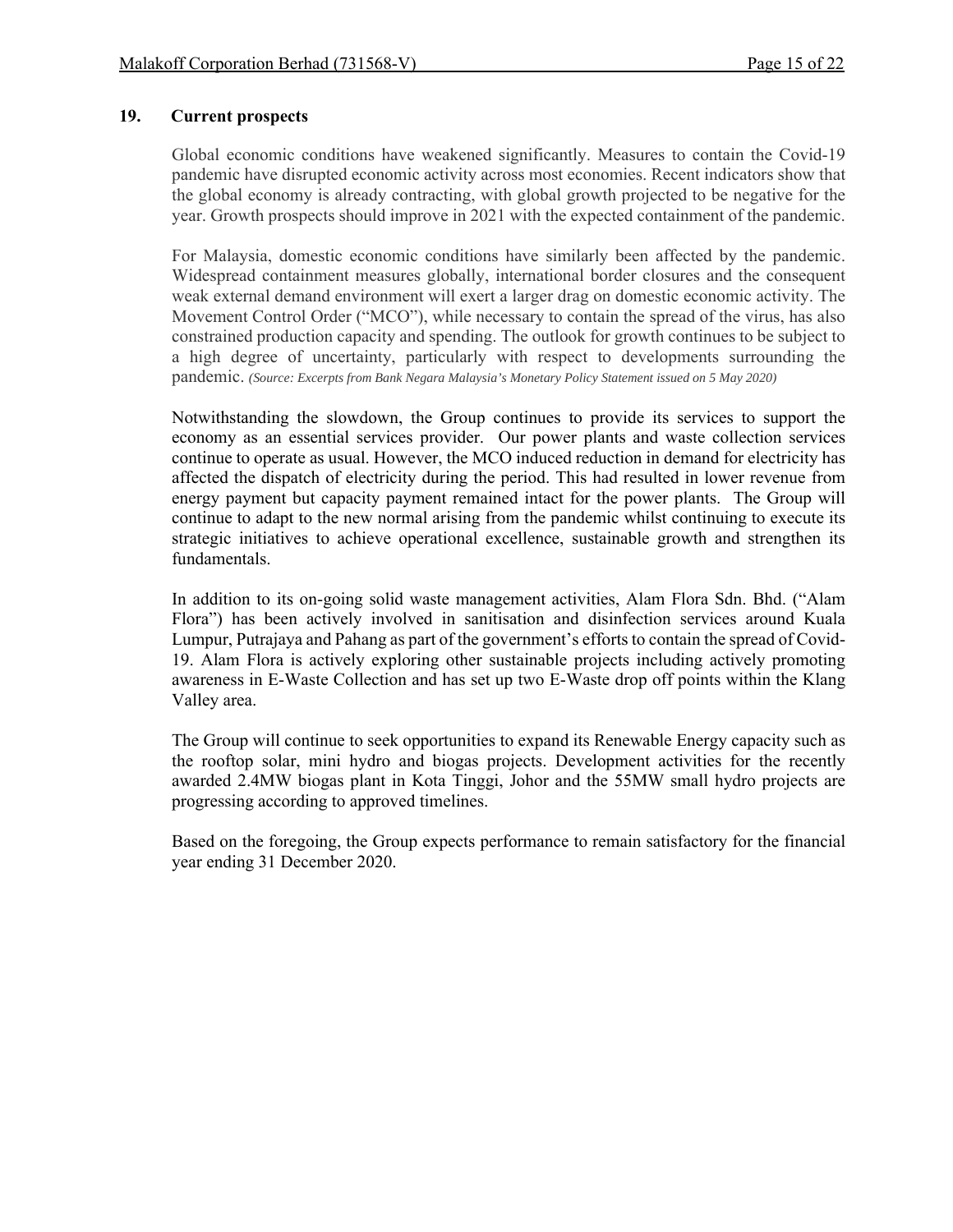## 19. Current prospects

Global economic conditions have weakened significantly. Measures to contain the Covid-19 pandemic have disrupted economic activity across most economies. Recent indicators show that the global economy is already contracting, with global growth projected to be negative for the year. Growth prospects should improve in 2021 with the expected containment of the pandemic.

For Malaysia, domestic economic conditions have similarly been affected by the pandemic. Widespread containment measures globally, international border closures and the consequent weak external demand environment will exert a larger drag on domestic economic activity. The Movement Control Order ("MCO"), while necessary to contain the spread of the virus, has also constrained production capacity and spending. The outlook for growth continues to be subject to a high degree of uncertainty, particularly with respect to developments surrounding the pandemic. *(Source: Excerpts from Bank Negara Malaysia's Monetary Policy Statement issued on 5 May 2020)*

Notwithstanding the slowdown, the Group continues to provide its services to support the economy as an essential services provider. Our power plants and waste collection services continue to operate as usual. However, the MCO induced reduction in demand for electricity has affected the dispatch of electricity during the period. This had resulted in lower revenue from energy payment but capacity payment remained intact for the power plants. The Group will continue to adapt to the new normal arising from the pandemic whilst continuing to execute its strategic initiatives to achieve operational excellence, sustainable growth and strengthen its fundamentals.

In addition to its on-going solid waste management activities, Alam Flora Sdn. Bhd. ("Alam Flora") has been actively involved in sanitisation and disinfection services around Kuala Lumpur, Putrajaya and Pahang as part of the government's efforts to contain the spread of Covid-19. Alam Flora is actively exploring other sustainable projects including actively promoting awareness in E-Waste Collection and has set up two E-Waste drop off points within the Klang Valley area.

The Group will continue to seek opportunities to expand its Renewable Energy capacity such as the rooftop solar, mini hydro and biogas projects. Development activities for the recently awarded 2.4MW biogas plant in Kota Tinggi, Johor and the 55MW small hydro projects are progressing according to approved timelines.

Based on the foregoing, the Group expects performance to remain satisfactory for the financial year ending 31 December 2020.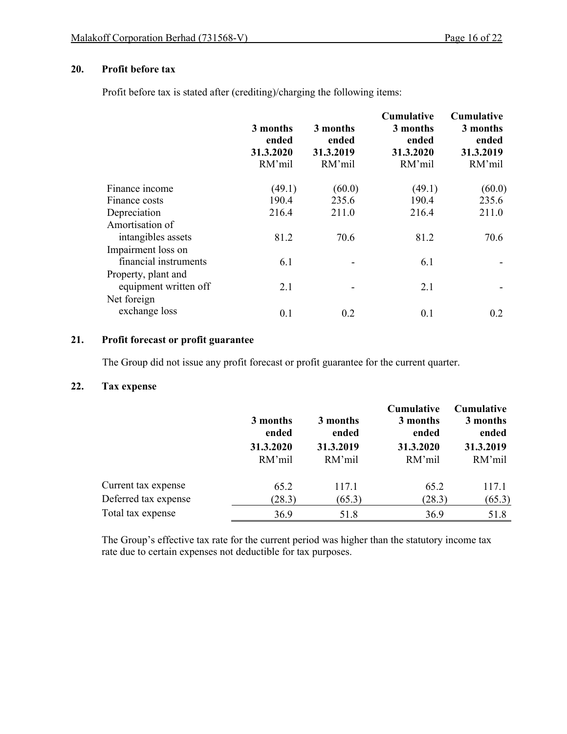## 20. Profit before tax

Profit before tax is stated after (crediting)/charging the following items:

| | 3 months ended 31.3.2020 RM'mil | 3 months ended 31.3.2019 RM'mil | Cumulative 3 months ended 31.3.2020 RM'mil | Cumulative 3 months ended 31.3.2019 RM'mil |
|---|---|---|---|---|
| Finance income | (49.1) | (60.0) | (49.1) | (60.0) |
| Finance costs | 190.4 | 235.6 | 190.4 | 235.6 |
| Depreciation | 216.4 | 211.0 | 216.4 | 211.0 |
| Amortisation of intangibles assets | 81.2 | 70.6 | 81.2 | 70.6 |
| Impairment loss on financial instruments | 6.1 | - | 6.1 | - |
| Property, plant and equipment written off | 2.1 | - | 2.1 | - |
| Net foreign exchange loss | 0.1 | 0.2 | 0.1 | 0.2 |

## 21. Profit forecast or profit guarantee

The Group did not issue any profit forecast or profit guarantee for the current quarter.

## 22. Tax expense

| | 3 months ended 31.3.2020 RM'mil | 3 months ended 31.3.2019 RM'mil | Cumulative 3 months ended 31.3.2020 RM'mil | Cumulative 3 months ended 31.3.2019 RM'mil |
|---|---|---|---|---|
| Current tax expense | 65.2 | 117.1 | 65.2 | 117.1 |
| Deferred tax expense | (28.3) | (65.3) | (28.3) | (65.3) |
| Total tax expense | 36.9 | 51.8 | 36.9 | 51.8 |

The Group's effective tax rate for the current period was higher than the statutory income tax rate due to certain expenses not deductible for tax purposes.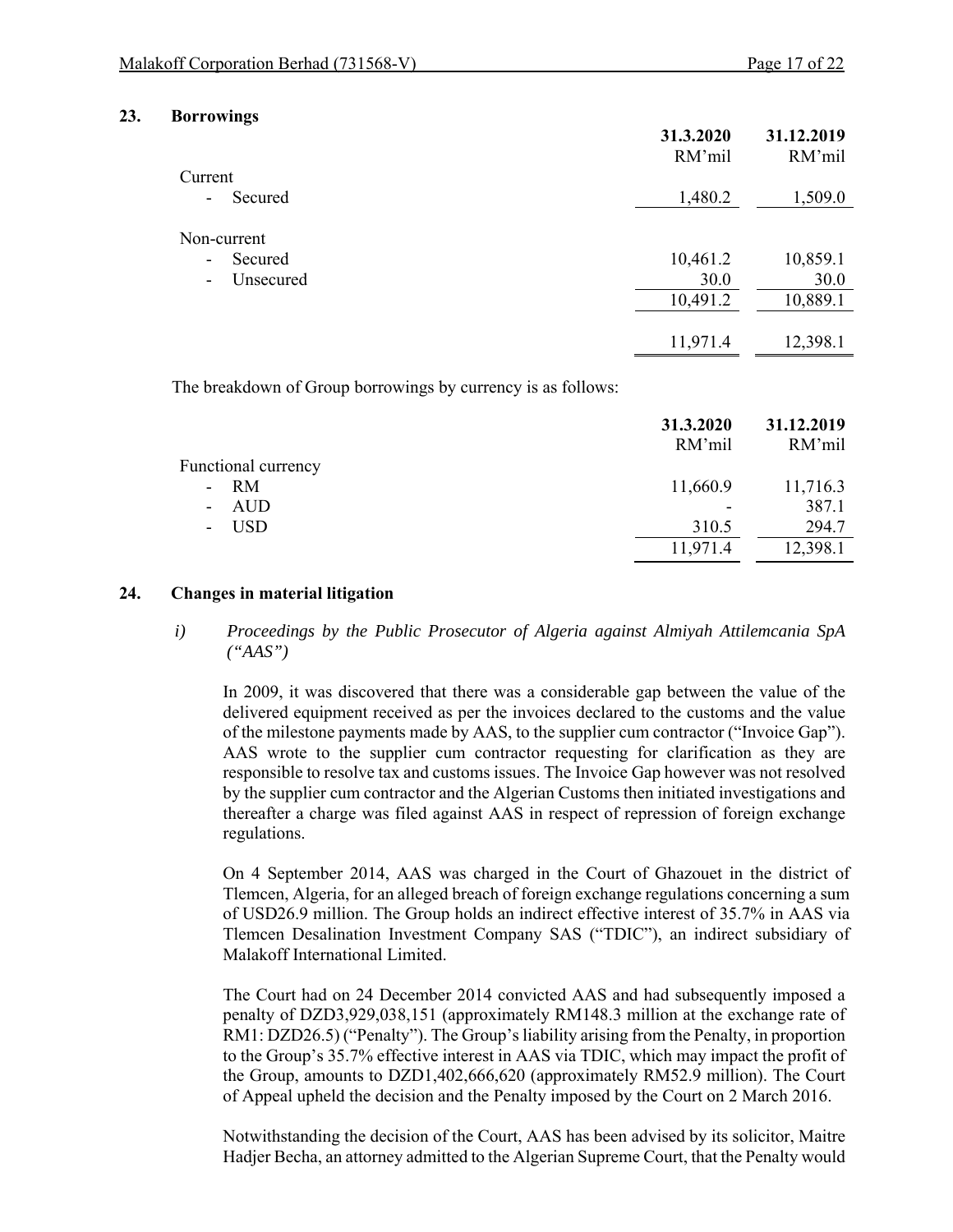## 23. Borrowings

| | 31.3.2020 RM'mil | 31.12.2019 RM'mil |
|---|---|---|
| Current | | |
| - Secured | 1,480.2 | 1,509.0 |
| Non-current | | |
| - Secured | 10,461.2 | 10,859.1 |
| - Unsecured | 30.0 | 30.0 |
| | 10,491.2 | 10,889.1 |
| | 11,971.4 | 12,398.1 |

The breakdown of Group borrowings by currency is as follows:

| | 31.3.2020 RM'mil | 31.12.2019 RM'mil |
|---|---|---|
| Functional currency | | |
| - RM | 11,660.9 | 11,716.3 |
| - AUD | - | 387.1 |
| - USD | 310.5 | 294.7 |
| | 11,971.4 | 12,398.1 |

## 24. Changes in material litigation

*i) Proceedings by the Public Prosecutor of Algeria against Almiyah Attilemcania SpA ("AAS")*

In 2009, it was discovered that there was a considerable gap between the value of the delivered equipment received as per the invoices declared to the customs and the value of the milestone payments made by AAS, to the supplier cum contractor ("Invoice Gap"). AAS wrote to the supplier cum contractor requesting for clarification as they are responsible to resolve tax and customs issues. The Invoice Gap however was not resolved by the supplier cum contractor and the Algerian Customs then initiated investigations and thereafter a charge was filed against AAS in respect of repression of foreign exchange regulations.

On 4 September 2014, AAS was charged in the Court of Ghazouet in the district of Tlemcen, Algeria, for an alleged breach of foreign exchange regulations concerning a sum of USD26.9 million. The Group holds an indirect effective interest of 35.7% in AAS via Tlemcen Desalination Investment Company SAS ("TDIC"), an indirect subsidiary of Malakoff International Limited.

The Court had on 24 December 2014 convicted AAS and had subsequently imposed a penalty of DZD3,929,038,151 (approximately RM148.3 million at the exchange rate of RM1: DZD26.5) ("Penalty"). The Group's liability arising from the Penalty, in proportion to the Group's 35.7% effective interest in AAS via TDIC, which may impact the profit of the Group, amounts to DZD1,402,666,620 (approximately RM52.9 million). The Court of Appeal upheld the decision and the Penalty imposed by the Court on 2 March 2016.

Notwithstanding the decision of the Court, AAS has been advised by its solicitor, Maitre Hadjer Becha, an attorney admitted to the Algerian Supreme Court, that the Penalty would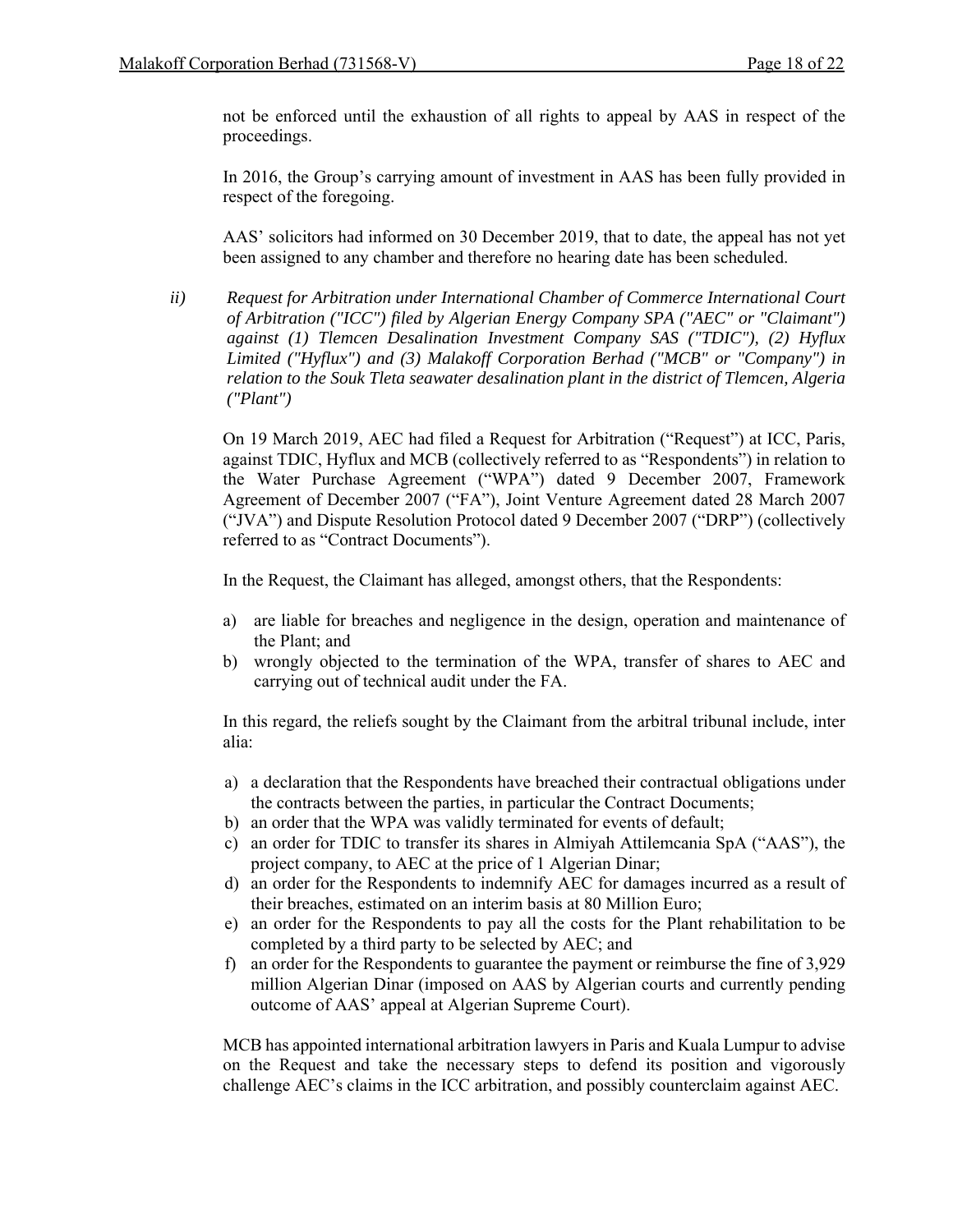not be enforced until the exhaustion of all rights to appeal by AAS in respect of the proceedings.

In 2016, the Group's carrying amount of investment in AAS has been fully provided in respect of the foregoing.

AAS' solicitors had informed on 30 December 2019, that to date, the appeal has not yet been assigned to any chamber and therefore no hearing date has been scheduled.

ii) *Request for Arbitration under International Chamber of Commerce International Court of Arbitration ("ICC") filed by Algerian Energy Company SPA ("AEC" or "Claimant") against (1) Tlemcen Desalination Investment Company SAS ("TDIC"), (2) Hyflux Limited ("Hyflux") and (3) Malakoff Corporation Berhad ("MCB" or "Company") in relation to the Souk Tleta seawater desalination plant in the district of Tlemcen, Algeria ("Plant")*

On 19 March 2019, AEC had filed a Request for Arbitration ("Request") at ICC, Paris, against TDIC, Hyflux and MCB (collectively referred to as "Respondents") in relation to the Water Purchase Agreement ("WPA") dated 9 December 2007, Framework Agreement of December 2007 ("FA"), Joint Venture Agreement dated 28 March 2007 ("JVA") and Dispute Resolution Protocol dated 9 December 2007 ("DRP") (collectively referred to as "Contract Documents").

In the Request, the Claimant has alleged, amongst others, that the Respondents:

a) are liable for breaches and negligence in the design, operation and maintenance of the Plant; and
b) wrongly objected to the termination of the WPA, transfer of shares to AEC and carrying out of technical audit under the FA.

In this regard, the reliefs sought by the Claimant from the arbitral tribunal include, inter alia:

a) a declaration that the Respondents have breached their contractual obligations under the contracts between the parties, in particular the Contract Documents;
b) an order that the WPA was validly terminated for events of default;
c) an order for TDIC to transfer its shares in Almiyah Attilemcania SpA ("AAS"), the project company, to AEC at the price of 1 Algerian Dinar;
d) an order for the Respondents to indemnify AEC for damages incurred as a result of their breaches, estimated on an interim basis at 80 Million Euro;
e) an order for the Respondents to pay all the costs for the Plant rehabilitation to be completed by a third party to be selected by AEC; and
f) an order for the Respondents to guarantee the payment or reimburse the fine of 3,929 million Algerian Dinar (imposed on AAS by Algerian courts and currently pending outcome of AAS' appeal at Algerian Supreme Court).

MCB has appointed international arbitration lawyers in Paris and Kuala Lumpur to advise on the Request and take the necessary steps to defend its position and vigorously challenge AEC's claims in the ICC arbitration, and possibly counterclaim against AEC.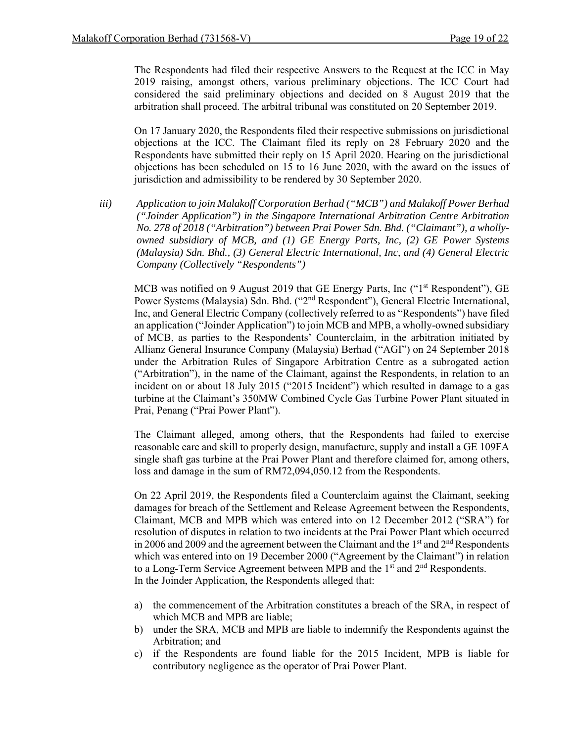The Respondents had filed their respective Answers to the Request at the ICC in May 2019 raising, amongst others, various preliminary objections. The ICC Court had considered the said preliminary objections and decided on 8 August 2019 that the arbitration shall proceed. The arbitral tribunal was constituted on 20 September 2019.

On 17 January 2020, the Respondents filed their respective submissions on jurisdictional objections at the ICC. The Claimant filed its reply on 28 February 2020 and the Respondents have submitted their reply on 15 April 2020. Hearing on the jurisdictional objections has been scheduled on 15 to 16 June 2020, with the award on the issues of jurisdiction and admissibility to be rendered by 30 September 2020.

*iii) Application to join Malakoff Corporation Berhad ("MCB") and Malakoff Power Berhad ("Joinder Application") in the Singapore International Arbitration Centre Arbitration No. 278 of 2018 ("Arbitration") between Prai Power Sdn. Bhd. ("Claimant"), a wholly-owned subsidiary of MCB, and (1) GE Energy Parts, Inc, (2) GE Power Systems (Malaysia) Sdn. Bhd., (3) General Electric International, Inc, and (4) General Electric Company (Collectively "Respondents")*

MCB was notified on 9 August 2019 that GE Energy Parts, Inc ("1st Respondent"), GE Power Systems (Malaysia) Sdn. Bhd. ("2nd Respondent"), General Electric International, Inc, and General Electric Company (collectively referred to as "Respondents") have filed an application ("Joinder Application") to join MCB and MPB, a wholly-owned subsidiary of MCB, as parties to the Respondents' Counterclaim, in the arbitration initiated by Allianz General Insurance Company (Malaysia) Berhad ("AGI") on 24 September 2018 under the Arbitration Rules of Singapore Arbitration Centre as a subrogated action ("Arbitration"), in the name of the Claimant, against the Respondents, in relation to an incident on or about 18 July 2015 ("2015 Incident") which resulted in damage to a gas turbine at the Claimant's 350MW Combined Cycle Gas Turbine Power Plant situated in Prai, Penang ("Prai Power Plant").

The Claimant alleged, among others, that the Respondents had failed to exercise reasonable care and skill to properly design, manufacture, supply and install a GE 109FA single shaft gas turbine at the Prai Power Plant and therefore claimed for, among others, loss and damage in the sum of RM72,094,050.12 from the Respondents.

On 22 April 2019, the Respondents filed a Counterclaim against the Claimant, seeking damages for breach of the Settlement and Release Agreement between the Respondents, Claimant, MCB and MPB which was entered into on 12 December 2012 ("SRA") for resolution of disputes in relation to two incidents at the Prai Power Plant which occurred in 2006 and 2009 and the agreement between the Claimant and the 1st and 2nd Respondents which was entered into on 19 December 2000 ("Agreement by the Claimant") in relation to a Long-Term Service Agreement between MPB and the 1st and 2nd Respondents.
In the Joinder Application, the Respondents alleged that:

a) the commencement of the Arbitration constitutes a breach of the SRA, in respect of which MCB and MPB are liable;
b) under the SRA, MCB and MPB are liable to indemnify the Respondents against the Arbitration; and
c) if the Respondents are found liable for the 2015 Incident, MPB is liable for contributory negligence as the operator of Prai Power Plant.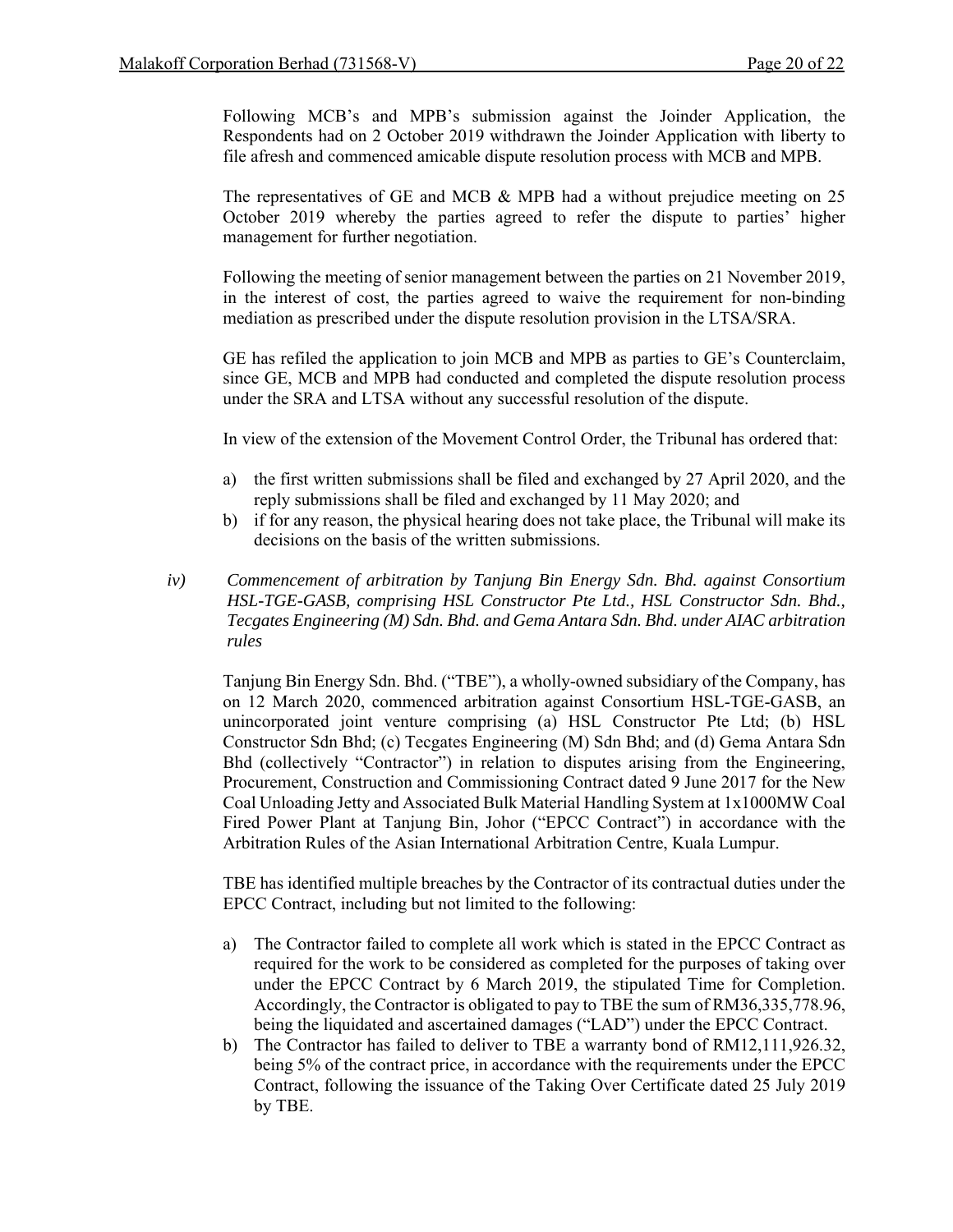Following MCB's and MPB's submission against the Joinder Application, the Respondents had on 2 October 2019 withdrawn the Joinder Application with liberty to file afresh and commenced amicable dispute resolution process with MCB and MPB.

The representatives of GE and MCB & MPB had a without prejudice meeting on 25 October 2019 whereby the parties agreed to refer the dispute to parties' higher management for further negotiation.

Following the meeting of senior management between the parties on 21 November 2019, in the interest of cost, the parties agreed to waive the requirement for non-binding mediation as prescribed under the dispute resolution provision in the LTSA/SRA.

GE has refiled the application to join MCB and MPB as parties to GE's Counterclaim, since GE, MCB and MPB had conducted and completed the dispute resolution process under the SRA and LTSA without any successful resolution of the dispute.

In view of the extension of the Movement Control Order, the Tribunal has ordered that:

a) the first written submissions shall be filed and exchanged by 27 April 2020, and the reply submissions shall be filed and exchanged by 11 May 2020; and
b) if for any reason, the physical hearing does not take place, the Tribunal will make its decisions on the basis of the written submissions.

*iv) Commencement of arbitration by Tanjung Bin Energy Sdn. Bhd. against Consortium HSL-TGE-GASB, comprising HSL Constructor Pte Ltd., HSL Constructor Sdn. Bhd., Tecgates Engineering (M) Sdn. Bhd. and Gema Antara Sdn. Bhd. under AIAC arbitration rules*

Tanjung Bin Energy Sdn. Bhd. ("TBE"), a wholly-owned subsidiary of the Company, has on 12 March 2020, commenced arbitration against Consortium HSL-TGE-GASB, an unincorporated joint venture comprising (a) HSL Constructor Pte Ltd; (b) HSL Constructor Sdn Bhd; (c) Tecgates Engineering (M) Sdn Bhd; and (d) Gema Antara Sdn Bhd (collectively "Contractor") in relation to disputes arising from the Engineering, Procurement, Construction and Commissioning Contract dated 9 June 2017 for the New Coal Unloading Jetty and Associated Bulk Material Handling System at 1x1000MW Coal Fired Power Plant at Tanjung Bin, Johor ("EPCC Contract") in accordance with the Arbitration Rules of the Asian International Arbitration Centre, Kuala Lumpur.

TBE has identified multiple breaches by the Contractor of its contractual duties under the EPCC Contract, including but not limited to the following:

a) The Contractor failed to complete all work which is stated in the EPCC Contract as required for the work to be considered as completed for the purposes of taking over under the EPCC Contract by 6 March 2019, the stipulated Time for Completion. Accordingly, the Contractor is obligated to pay to TBE the sum of RM36,335,778.96, being the liquidated and ascertained damages ("LAD") under the EPCC Contract.
b) The Contractor has failed to deliver to TBE a warranty bond of RM12,111,926.32, being 5% of the contract price, in accordance with the requirements under the EPCC Contract, following the issuance of the Taking Over Certificate dated 25 July 2019 by TBE.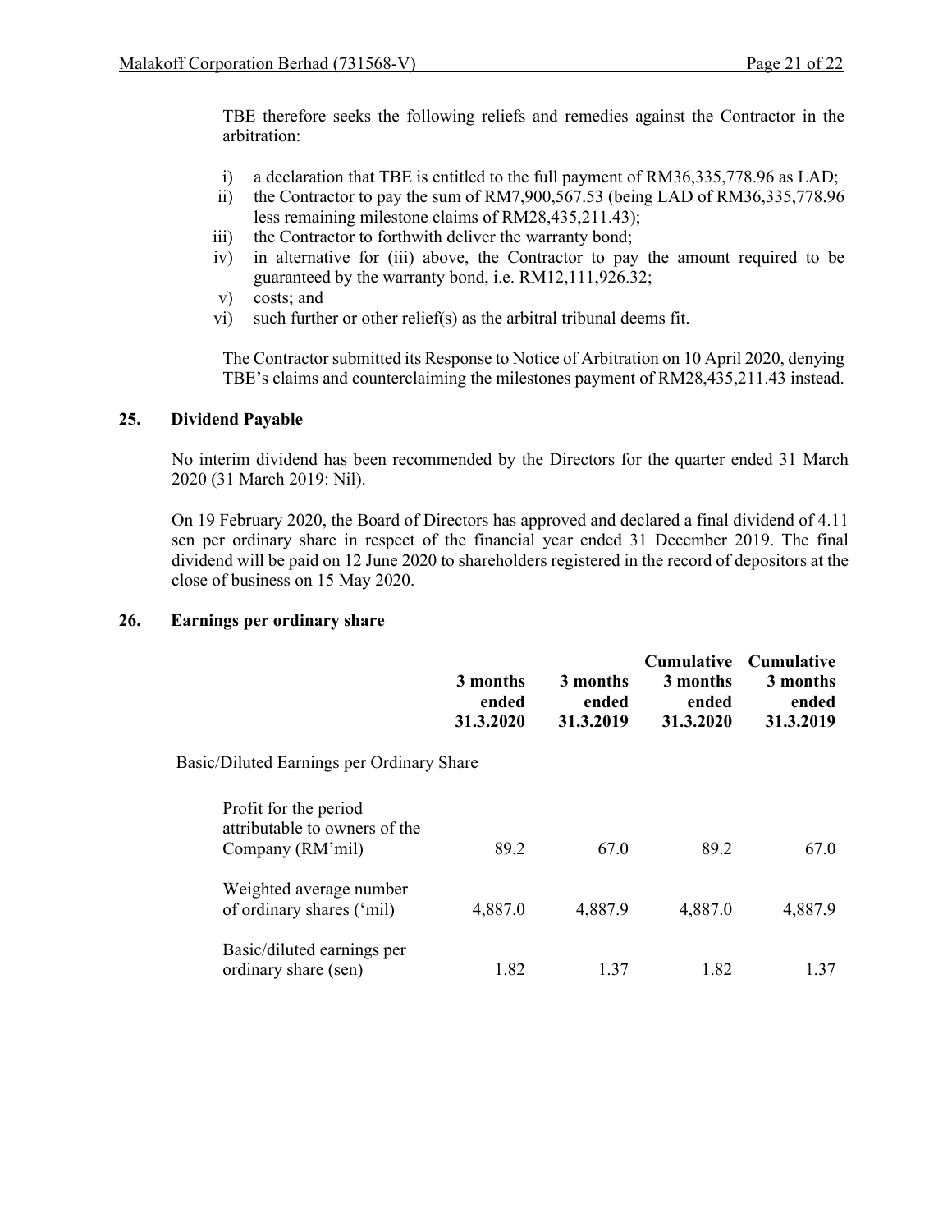TBE therefore seeks the following reliefs and remedies against the Contractor in the arbitration:

i) a declaration that TBE is entitled to the full payment of RM36,335,778.96 as LAD;
ii) the Contractor to pay the sum of RM7,900,567.53 (being LAD of RM36,335,778.96 less remaining milestone claims of RM28,435,211.43);
iii) the Contractor to forthwith deliver the warranty bond;
iv) in alternative for (iii) above, the Contractor to pay the amount required to be guaranteed by the warranty bond, i.e. RM12,111,926.32;
v) costs; and
vi) such further or other relief(s) as the arbitral tribunal deems fit.

The Contractor submitted its Response to Notice of Arbitration on 10 April 2020, denying TBE's claims and counterclaiming the milestones payment of RM28,435,211.43 instead.

## 25. Dividend Payable

No interim dividend has been recommended by the Directors for the quarter ended 31 March 2020 (31 March 2019: Nil).

On 19 February 2020, the Board of Directors has approved and declared a final dividend of 4.11 sen per ordinary share in respect of the financial year ended 31 December 2019. The final dividend will be paid on 12 June 2020 to shareholders registered in the record of depositors at the close of business on 15 May 2020.

## 26. Earnings per ordinary share

| | 3 months ended 31.3.2020 | 3 months ended 31.3.2019 | Cumulative 3 months ended 31.3.2020 | Cumulative 3 months ended 31.3.2019 |
|---|---|---|---|---|
| Basic/Diluted Earnings per Ordinary Share | | | | |
| Profit for the period attributable to owners of the Company (RM'mil) | 89.2 | 67.0 | 89.2 | 67.0 |
| Weighted average number of ordinary shares ('mil) | 4,887.0 | 4,887.9 | 4,887.0 | 4,887.9 |
| Basic/diluted earnings per ordinary share (sen) | 1.82 | 1.37 | 1.82 | 1.37 |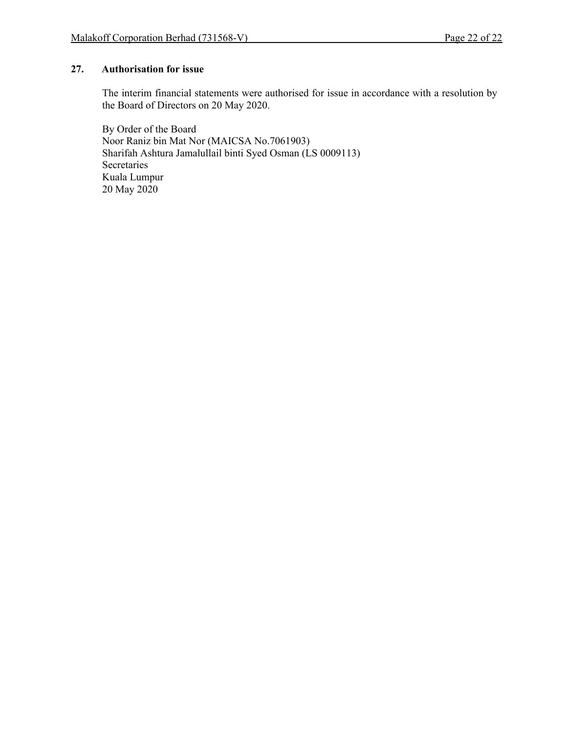## 27. Authorisation for issue

The interim financial statements were authorised for issue in accordance with a resolution by the Board of Directors on 20 May 2020.

By Order of the Board
Noor Raniz bin Mat Nor (MAICSA No.7061903)
Sharifah Ashtura Jamalullail binti Syed Osman (LS 0009113)
Secretaries
Kuala Lumpur
20 May 2020